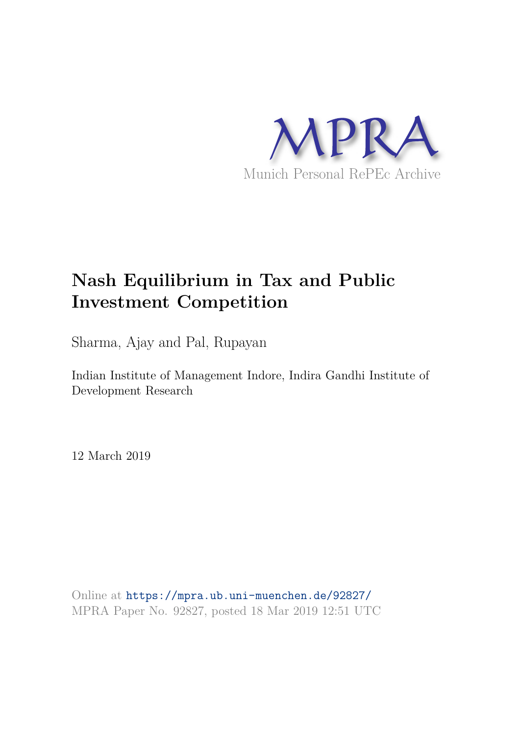MPRA

Munich Personal RePEc Archive

# Nash Equilibrium in Tax and Public Investment Competition

Sharma, Ajay and Pal, Rupayan

Indian Institute of Management Indore, Indira Gandhi Institute of Development Research

12 March 2019

Online at https://mpra.ub.uni-muenchen.de/92827/
MPRA Paper No. 92827, posted 18 Mar 2019 12:51 UTC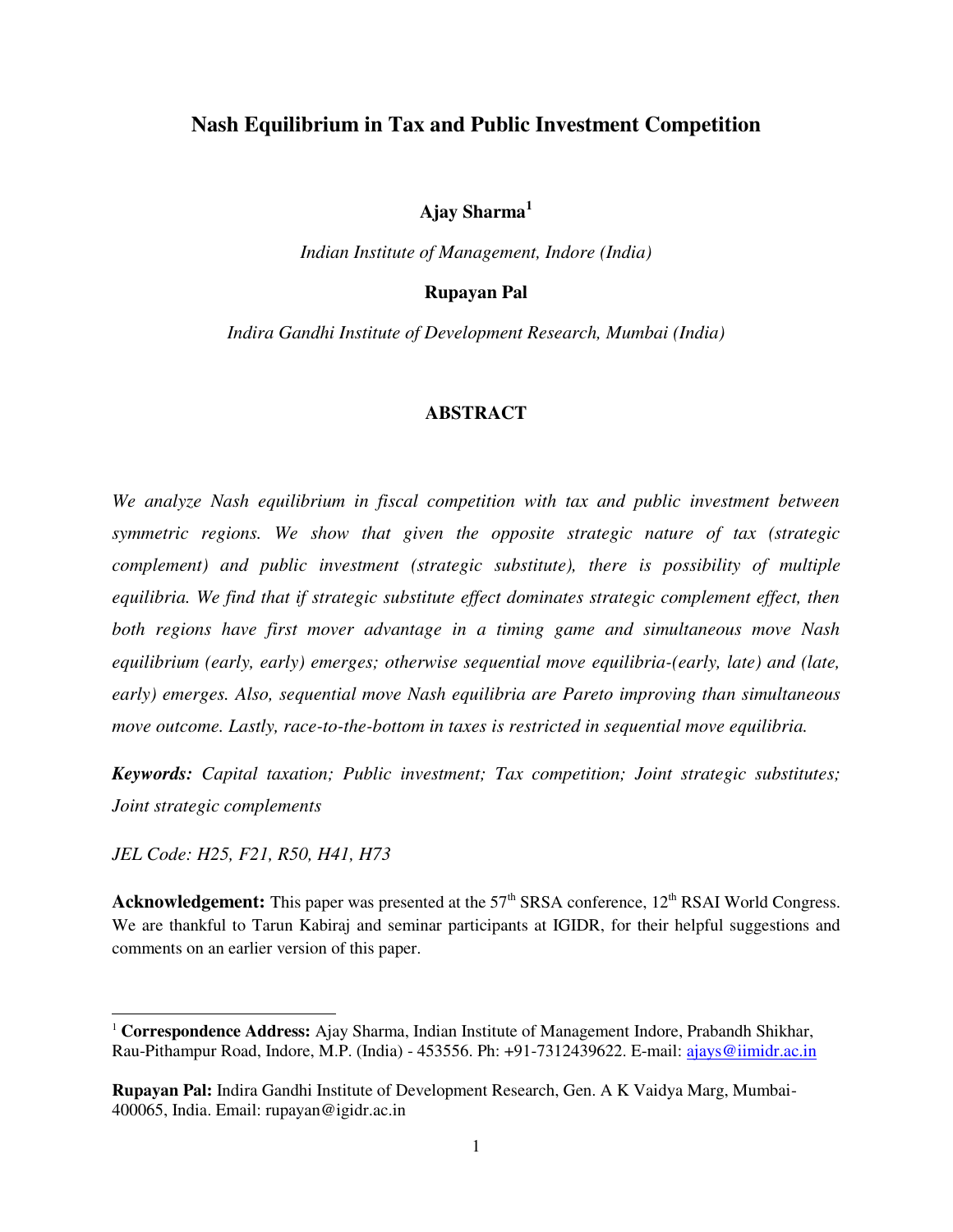# Nash Equilibrium in Tax and Public Investment Competition

**Ajay Sharma**[1]

*Indian Institute of Management, Indore (India)*

**Rupayan Pal**

*Indira Gandhi Institute of Development Research, Mumbai (India)*

## ABSTRACT

*We analyze Nash equilibrium in fiscal competition with tax and public investment between symmetric regions. We show that given the opposite strategic nature of tax (strategic complement) and public investment (strategic substitute), there is possibility of multiple equilibria. We find that if strategic substitute effect dominates strategic complement effect, then both regions have first mover advantage in a timing game and simultaneous move Nash equilibrium (early, early) emerges; otherwise sequential move equilibria-(early, late) and (late, early) emerges. Also, sequential move Nash equilibria are Pareto improving than simultaneous move outcome. Lastly, race-to-the-bottom in taxes is restricted in sequential move equilibria.*

***Keywords:*** *Capital taxation; Public investment; Tax competition; Joint strategic substitutes; Joint strategic complements*

*JEL Code: H25, F21, R50, H41, H73*

**Acknowledgement:** This paper was presented at the 57th SRSA conference, 12th RSAI World Congress. We are thankful to Tarun Kabiraj and seminar participants at IGIDR, for their helpful suggestions and comments on an earlier version of this paper.

---

[1] **Correspondence Address:** Ajay Sharma, Indian Institute of Management Indore, Prabandh Shikhar, Rau-Pithampur Road, Indore, M.P. (India) - 453556. Ph: +91-7312439622. E-mail: ajays@iimidr.ac.in

**Rupayan Pal:** Indira Gandhi Institute of Development Research, Gen. A K Vaidya Marg, Mumbai-400065, India. Email: rupayan@igidr.ac.in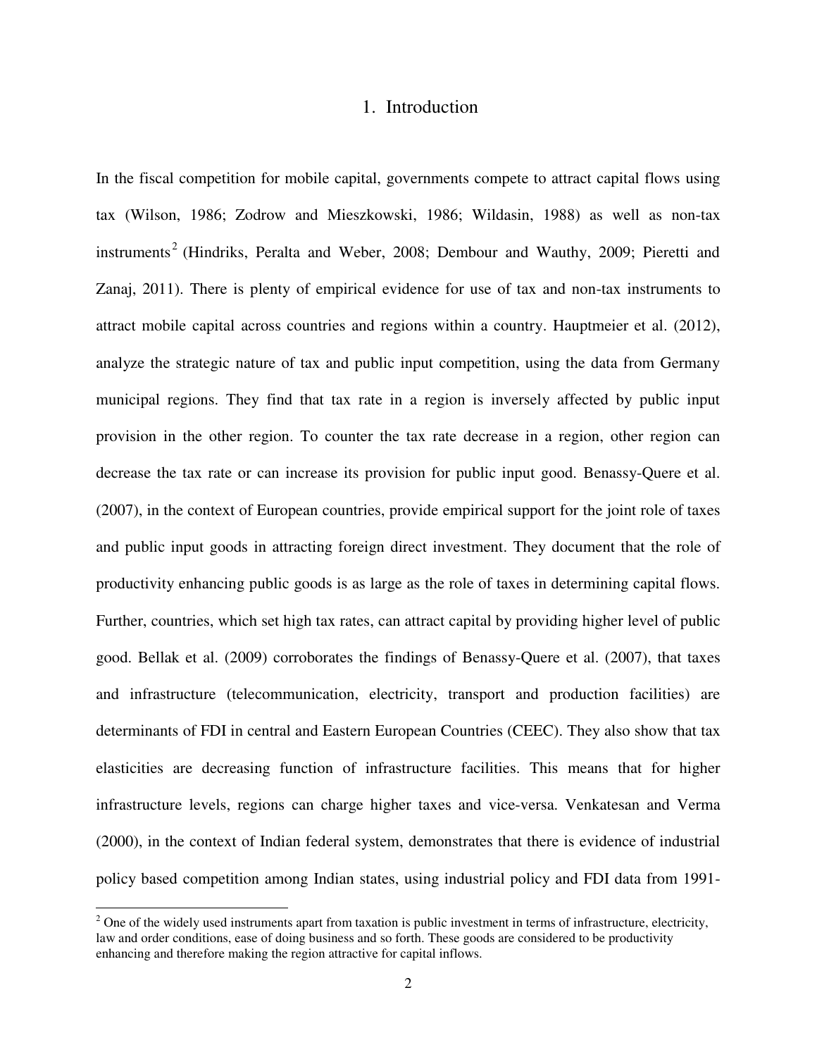# 1. Introduction

In the fiscal competition for mobile capital, governments compete to attract capital flows using tax (Wilson, 1986; Zodrow and Mieszkowski, 1986; Wildasin, 1988) as well as non-tax instruments[2] (Hindriks, Peralta and Weber, 2008; Dembour and Wauthy, 2009; Pieretti and Zanaj, 2011). There is plenty of empirical evidence for use of tax and non-tax instruments to attract mobile capital across countries and regions within a country. Hauptmeier et al. (2012), analyze the strategic nature of tax and public input competition, using the data from Germany municipal regions. They find that tax rate in a region is inversely affected by public input provision in the other region. To counter the tax rate decrease in a region, other region can decrease the tax rate or can increase its provision for public input good. Benassy-Quere et al. (2007), in the context of European countries, provide empirical support for the joint role of taxes and public input goods in attracting foreign direct investment. They document that the role of productivity enhancing public goods is as large as the role of taxes in determining capital flows. Further, countries, which set high tax rates, can attract capital by providing higher level of public good. Bellak et al. (2009) corroborates the findings of Benassy-Quere et al. (2007), that taxes and infrastructure (telecommunication, electricity, transport and production facilities) are determinants of FDI in central and Eastern European Countries (CEEC). They also show that tax elasticities are decreasing function of infrastructure facilities. This means that for higher infrastructure levels, regions can charge higher taxes and vice-versa. Venkatesan and Verma (2000), in the context of Indian federal system, demonstrates that there is evidence of industrial policy based competition among Indian states, using industrial policy and FDI data from 1991-

[2] One of the widely used instruments apart from taxation is public investment in terms of infrastructure, electricity, law and order conditions, ease of doing business and so forth. These goods are considered to be productivity enhancing and therefore making the region attractive for capital inflows.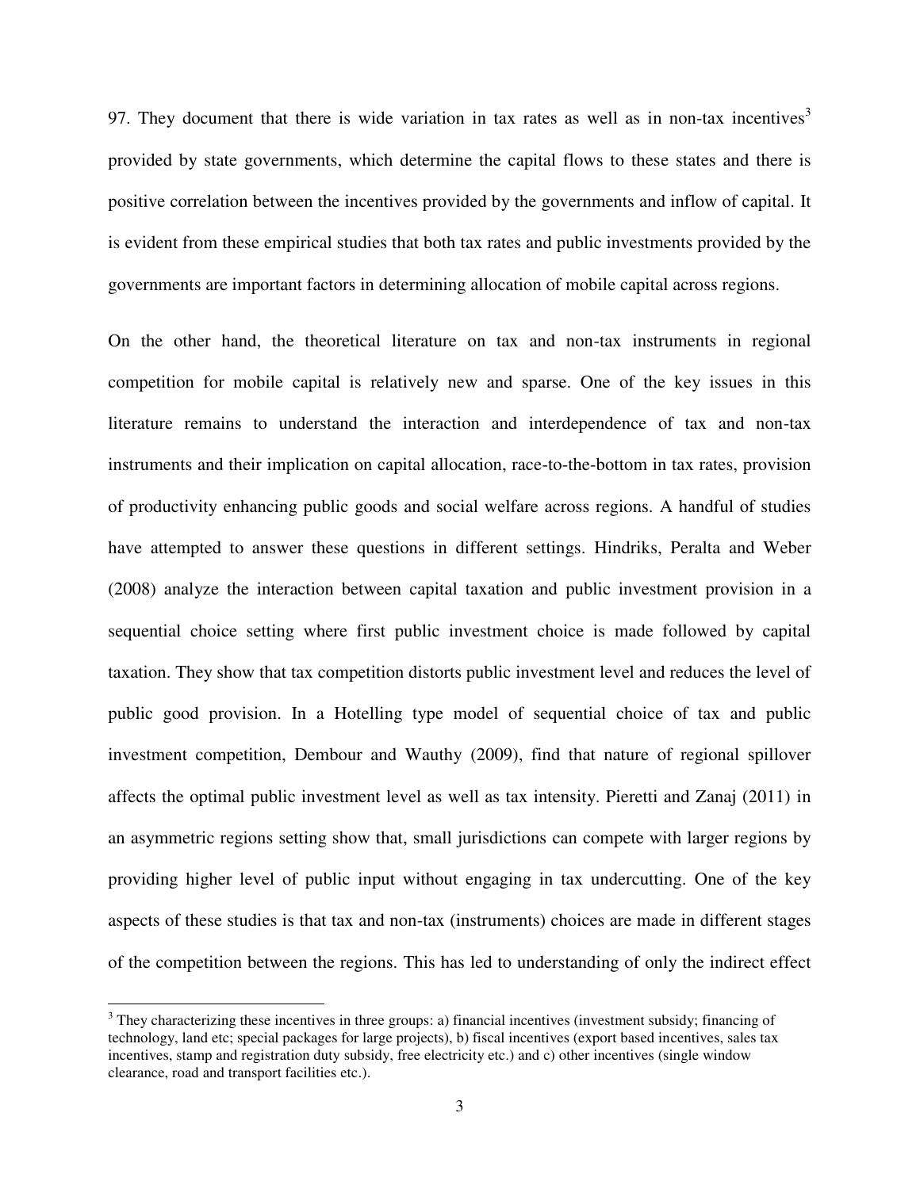97. They document that there is wide variation in tax rates as well as in non-tax incentives[3] provided by state governments, which determine the capital flows to these states and there is positive correlation between the incentives provided by the governments and inflow of capital. It is evident from these empirical studies that both tax rates and public investments provided by the governments are important factors in determining allocation of mobile capital across regions.

On the other hand, the theoretical literature on tax and non-tax instruments in regional competition for mobile capital is relatively new and sparse. One of the key issues in this literature remains to understand the interaction and interdependence of tax and non-tax instruments and their implication on capital allocation, race-to-the-bottom in tax rates, provision of productivity enhancing public goods and social welfare across regions. A handful of studies have attempted to answer these questions in different settings. Hindriks, Peralta and Weber (2008) analyze the interaction between capital taxation and public investment provision in a sequential choice setting where first public investment choice is made followed by capital taxation. They show that tax competition distorts public investment level and reduces the level of public good provision. In a Hotelling type model of sequential choice of tax and public investment competition, Dembour and Wauthy (2009), find that nature of regional spillover affects the optimal public investment level as well as tax intensity. Pieretti and Zanaj (2011) in an asymmetric regions setting show that, small jurisdictions can compete with larger regions by providing higher level of public input without engaging in tax undercutting. One of the key aspects of these studies is that tax and non-tax (instruments) choices are made in different stages of the competition between the regions. This has led to understanding of only the indirect effect

[3] They characterizing these incentives in three groups: a) financial incentives (investment subsidy; financing of technology, land etc; special packages for large projects), b) fiscal incentives (export based incentives, sales tax incentives, stamp and registration duty subsidy, free electricity etc.) and c) other incentives (single window clearance, road and transport facilities etc.).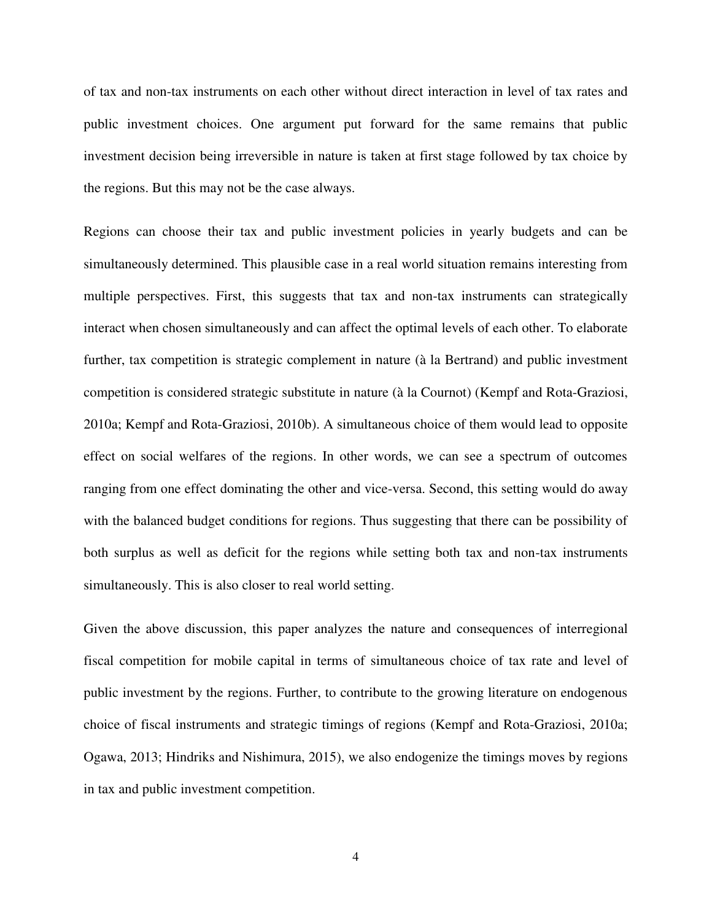of tax and non-tax instruments on each other without direct interaction in level of tax rates and public investment choices. One argument put forward for the same remains that public investment decision being irreversible in nature is taken at first stage followed by tax choice by the regions. But this may not be the case always.

Regions can choose their tax and public investment policies in yearly budgets and can be simultaneously determined. This plausible case in a real world situation remains interesting from multiple perspectives. First, this suggests that tax and non-tax instruments can strategically interact when chosen simultaneously and can affect the optimal levels of each other. To elaborate further, tax competition is strategic complement in nature (à la Bertrand) and public investment competition is considered strategic substitute in nature (à la Cournot) (Kempf and Rota-Graziosi, 2010a; Kempf and Rota-Graziosi, 2010b). A simultaneous choice of them would lead to opposite effect on social welfares of the regions. In other words, we can see a spectrum of outcomes ranging from one effect dominating the other and vice-versa. Second, this setting would do away with the balanced budget conditions for regions. Thus suggesting that there can be possibility of both surplus as well as deficit for the regions while setting both tax and non-tax instruments simultaneously. This is also closer to real world setting.

Given the above discussion, this paper analyzes the nature and consequences of interregional fiscal competition for mobile capital in terms of simultaneous choice of tax rate and level of public investment by the regions. Further, to contribute to the growing literature on endogenous choice of fiscal instruments and strategic timings of regions (Kempf and Rota-Graziosi, 2010a; Ogawa, 2013; Hindriks and Nishimura, 2015), we also endogenize the timings moves by regions in tax and public investment competition.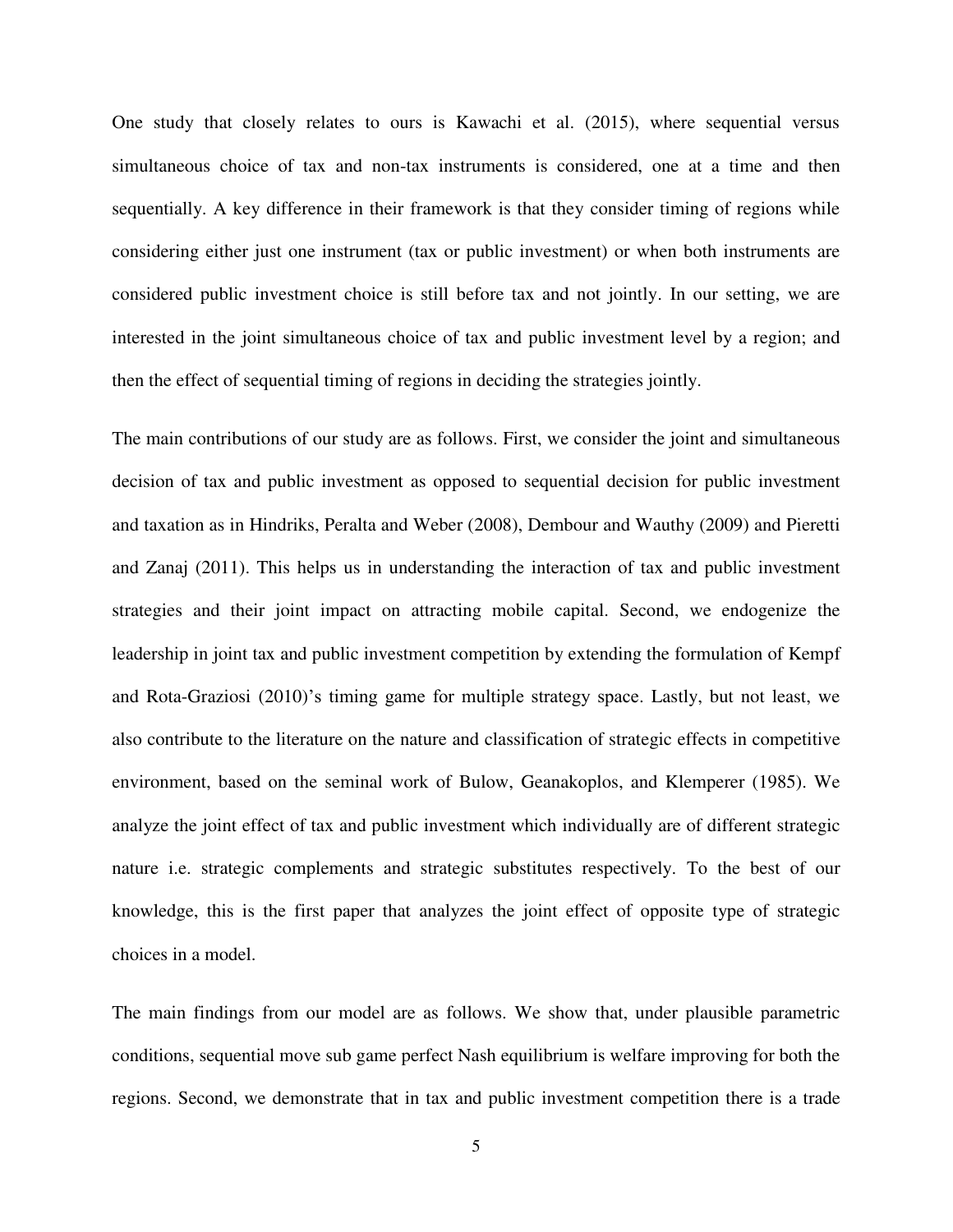One study that closely relates to ours is Kawachi et al. (2015), where sequential versus simultaneous choice of tax and non-tax instruments is considered, one at a time and then sequentially. A key difference in their framework is that they consider timing of regions while considering either just one instrument (tax or public investment) or when both instruments are considered public investment choice is still before tax and not jointly. In our setting, we are interested in the joint simultaneous choice of tax and public investment level by a region; and then the effect of sequential timing of regions in deciding the strategies jointly.

The main contributions of our study are as follows. First, we consider the joint and simultaneous decision of tax and public investment as opposed to sequential decision for public investment and taxation as in Hindriks, Peralta and Weber (2008), Dembour and Wauthy (2009) and Pieretti and Zanaj (2011). This helps us in understanding the interaction of tax and public investment strategies and their joint impact on attracting mobile capital. Second, we endogenize the leadership in joint tax and public investment competition by extending the formulation of Kempf and Rota-Graziosi (2010)'s timing game for multiple strategy space. Lastly, but not least, we also contribute to the literature on the nature and classification of strategic effects in competitive environment, based on the seminal work of Bulow, Geanakoplos, and Klemperer (1985). We analyze the joint effect of tax and public investment which individually are of different strategic nature i.e. strategic complements and strategic substitutes respectively. To the best of our knowledge, this is the first paper that analyzes the joint effect of opposite type of strategic choices in a model.

The main findings from our model are as follows. We show that, under plausible parametric conditions, sequential move sub game perfect Nash equilibrium is welfare improving for both the regions. Second, we demonstrate that in tax and public investment competition there is a trade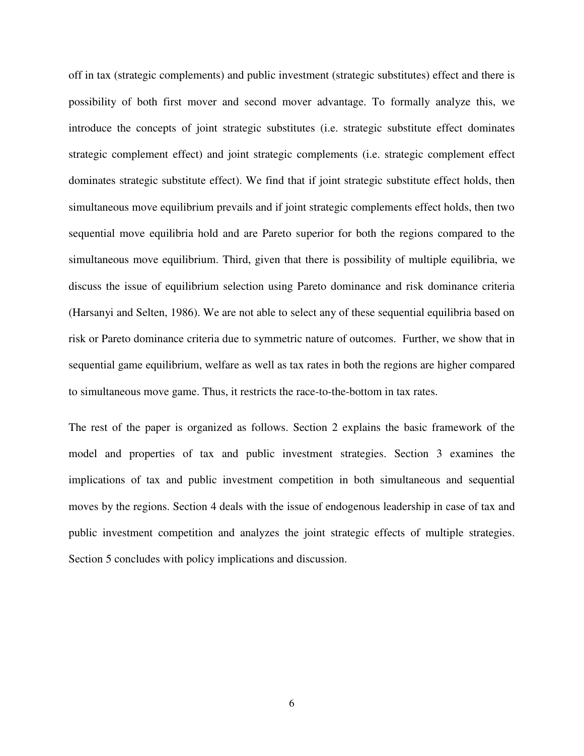off in tax (strategic complements) and public investment (strategic substitutes) effect and there is possibility of both first mover and second mover advantage. To formally analyze this, we introduce the concepts of joint strategic substitutes (i.e. strategic substitute effect dominates strategic complement effect) and joint strategic complements (i.e. strategic complement effect dominates strategic substitute effect). We find that if joint strategic substitute effect holds, then simultaneous move equilibrium prevails and if joint strategic complements effect holds, then two sequential move equilibria hold and are Pareto superior for both the regions compared to the simultaneous move equilibrium. Third, given that there is possibility of multiple equilibria, we discuss the issue of equilibrium selection using Pareto dominance and risk dominance criteria (Harsanyi and Selten, 1986). We are not able to select any of these sequential equilibria based on risk or Pareto dominance criteria due to symmetric nature of outcomes. Further, we show that in sequential game equilibrium, welfare as well as tax rates in both the regions are higher compared to simultaneous move game. Thus, it restricts the race-to-the-bottom in tax rates.

The rest of the paper is organized as follows. Section 2 explains the basic framework of the model and properties of tax and public investment strategies. Section 3 examines the implications of tax and public investment competition in both simultaneous and sequential moves by the regions. Section 4 deals with the issue of endogenous leadership in case of tax and public investment competition and analyzes the joint strategic effects of multiple strategies. Section 5 concludes with policy implications and discussion.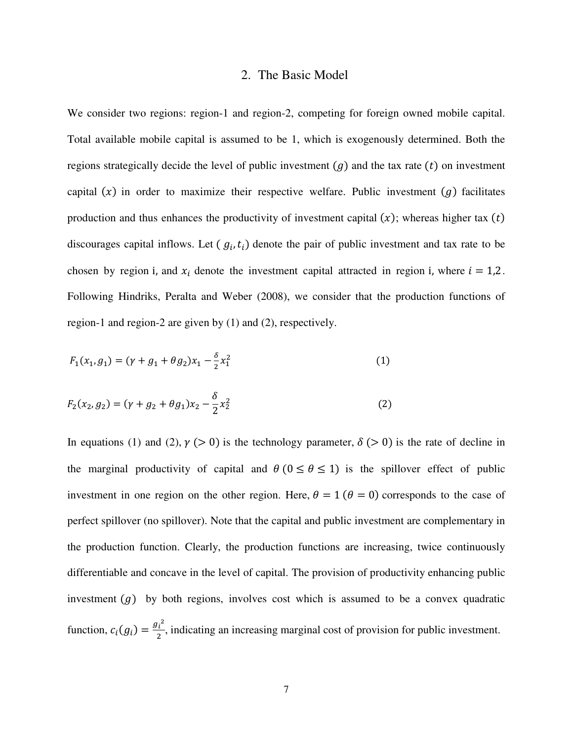## 2. The Basic Model

We consider two regions: region-1 and region-2, competing for foreign owned mobile capital. Total available mobile capital is assumed to be 1, which is exogenously determined. Both the regions strategically decide the level of public investment $(g)$ and the tax rate $(t)$ on investment capital $(x)$ in order to maximize their respective welfare. Public investment $(g)$ facilitates production and thus enhances the productivity of investment capital $(x)$; whereas higher tax $(t)$ discourages capital inflows. Let $(g_i, t_i)$ denote the pair of public investment and tax rate to be chosen by region i, and $x_i$ denote the investment capital attracted in region i, where $i = 1,2$. Following Hindriks, Peralta and Weber (2008), we consider that the production functions of region-1 and region-2 are given by (1) and (2), respectively.

$$F_1(x_1, g_1) = (\gamma + g_1 + \theta g_2)x_1 - \frac{\delta}{2}x_1^2 \tag{1}$$

$$F_2(x_2, g_2) = (\gamma + g_2 + \theta g_1)x_2 - \frac{\delta}{2}x_2^2 \tag{2}$$

In equations (1) and (2), $\gamma\ (> 0)$ is the technology parameter, $\delta\ (> 0)$ is the rate of decline in the marginal productivity of capital and $\theta\ (0 \leq \theta \leq 1)$ is the spillover effect of public investment in one region on the other region. Here, $\theta = 1\ (\theta = 0)$ corresponds to the case of perfect spillover (no spillover). Note that the capital and public investment are complementary in the production function. Clearly, the production functions are increasing, twice continuously differentiable and concave in the level of capital. The provision of productivity enhancing public investment $(g)$ by both regions, involves cost which is assumed to be a convex quadratic function, $c_i(g_i) = \frac{g_i^2}{2}$, indicating an increasing marginal cost of provision for public investment.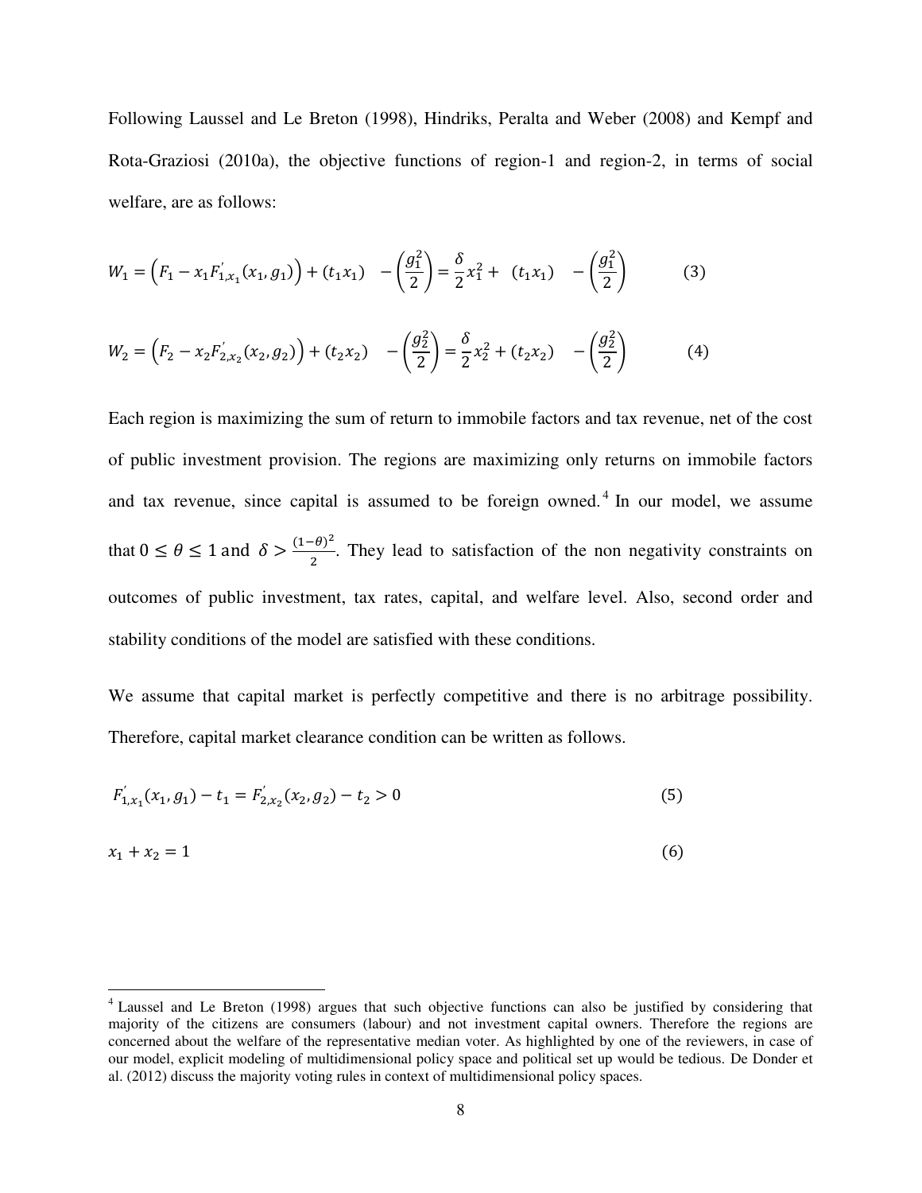Following Laussel and Le Breton (1998), Hindriks, Peralta and Weber (2008) and Kempf and Rota-Graziosi (2010a), the objective functions of region-1 and region-2, in terms of social welfare, are as follows:

$$W_1 = \left(F_1 - x_1 F^{'}_{1,x_1}(x_1, g_1)\right) + (t_1 x_1) \quad - \left(\frac{g_1^2}{2}\right) = \frac{\delta}{2} x_1^2 + \ (t_1 x_1) \quad - \left(\frac{g_1^2}{2}\right) \qquad (3)$$

$$W_2 = \left(F_2 - x_2 F^{'}_{2,x_2}(x_2, g_2)\right) + (t_2 x_2) \quad - \left(\frac{g_2^2}{2}\right) = \frac{\delta}{2} x_2^2 + (t_2 x_2) \quad - \left(\frac{g_2^2}{2}\right) \qquad (4)$$

Each region is maximizing the sum of return to immobile factors and tax revenue, net of the cost of public investment provision. The regions are maximizing only returns on immobile factors and tax revenue, since capital is assumed to be foreign owned.[4] In our model, we assume that $0 \leq \theta \leq 1$ and $\delta > \frac{(1-\theta)^2}{2}$. They lead to satisfaction of the non negativity constraints on outcomes of public investment, tax rates, capital, and welfare level. Also, second order and stability conditions of the model are satisfied with these conditions.

We assume that capital market is perfectly competitive and there is no arbitrage possibility. Therefore, capital market clearance condition can be written as follows.

$$F^{'}_{1,x_1}(x_1, g_1) - t_1 = F^{'}_{2,x_2}(x_2, g_2) - t_2 > 0 \qquad (5)$$

$$x_1 + x_2 = 1 \qquad (6)$$

---

[4] Laussel and Le Breton (1998) argues that such objective functions can also be justified by considering that majority of the citizens are consumers (labour) and not investment capital owners. Therefore the regions are concerned about the welfare of the representative median voter. As highlighted by one of the reviewers, in case of our model, explicit modeling of multidimensional policy space and political set up would be tedious. De Donder et al. (2012) discuss the majority voting rules in context of multidimensional policy spaces.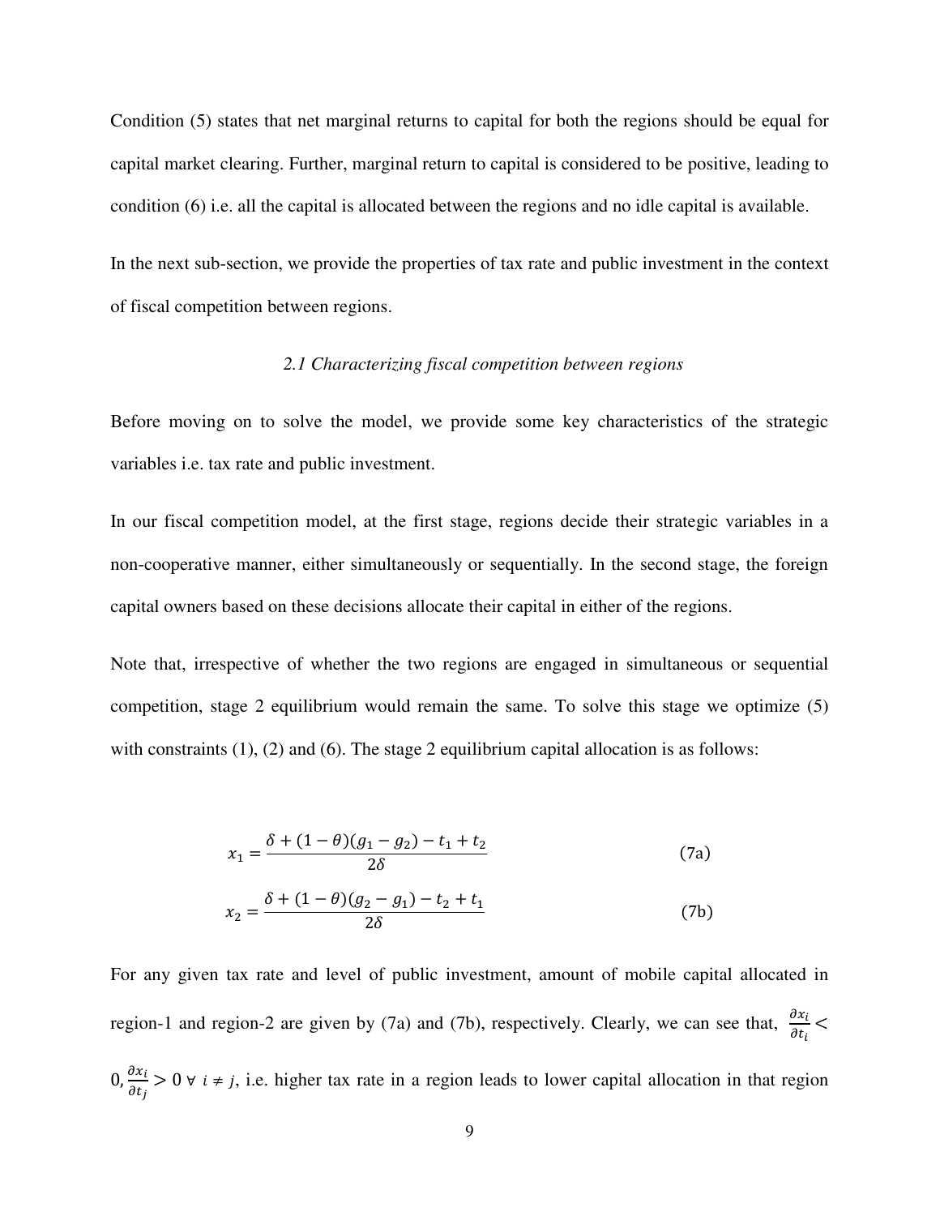Condition (5) states that net marginal returns to capital for both the regions should be equal for capital market clearing. Further, marginal return to capital is considered to be positive, leading to condition (6) i.e. all the capital is allocated between the regions and no idle capital is available.

In the next sub-section, we provide the properties of tax rate and public investment in the context of fiscal competition between regions.

### *2.1 Characterizing fiscal competition between regions*

Before moving on to solve the model, we provide some key characteristics of the strategic variables i.e. tax rate and public investment.

In our fiscal competition model, at the first stage, regions decide their strategic variables in a non-cooperative manner, either simultaneously or sequentially. In the second stage, the foreign capital owners based on these decisions allocate their capital in either of the regions.

Note that, irrespective of whether the two regions are engaged in simultaneous or sequential competition, stage 2 equilibrium would remain the same. To solve this stage we optimize (5) with constraints (1), (2) and (6). The stage 2 equilibrium capital allocation is as follows:

$$x_1 = \frac{\delta + (1-\theta)(g_1 - g_2) - t_1 + t_2}{2\delta} \tag{7a}$$

$$x_2 = \frac{\delta + (1-\theta)(g_2 - g_1) - t_2 + t_1}{2\delta} \tag{7b}$$

For any given tax rate and level of public investment, amount of mobile capital allocated in region-1 and region-2 are given by (7a) and (7b), respectively. Clearly, we can see that, $\frac{\partial x_i}{\partial t_i} < 0, \frac{\partial x_i}{\partial t_j} > 0 \ \forall \ i \neq j$, i.e. higher tax rate in a region leads to lower capital allocation in that region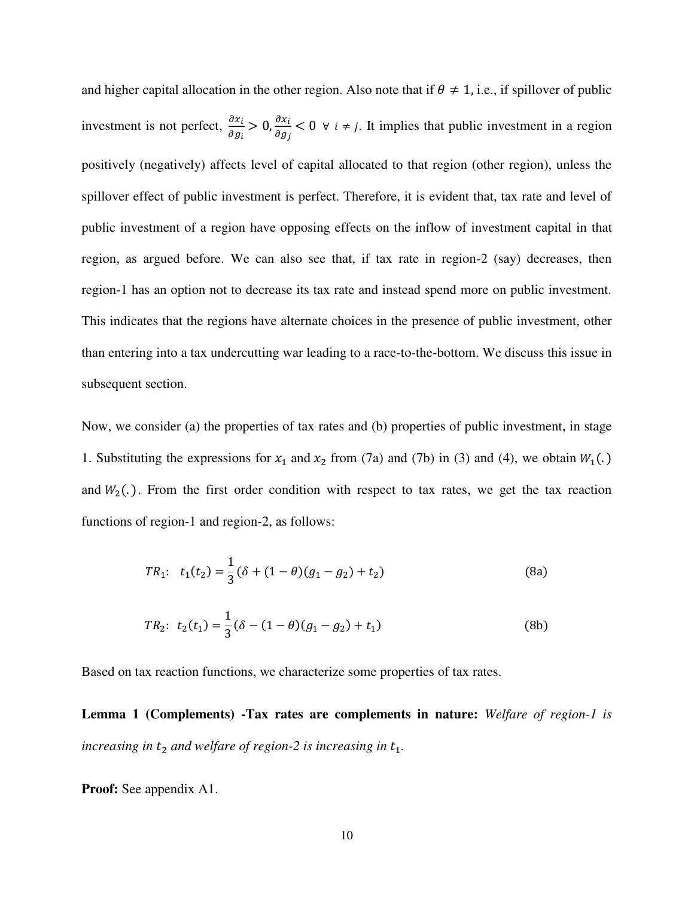and higher capital allocation in the other region. Also note that if $\theta \neq 1$, i.e., if spillover of public investment is not perfect, $\frac{\partial x_i}{\partial g_i} > 0, \frac{\partial x_i}{\partial g_j} < 0 \;\; \forall \; i \neq j$. It implies that public investment in a region positively (negatively) affects level of capital allocated to that region (other region), unless the spillover effect of public investment is perfect. Therefore, it is evident that, tax rate and level of public investment of a region have opposing effects on the inflow of investment capital in that region, as argued before. We can also see that, if tax rate in region-2 (say) decreases, then region-1 has an option not to decrease its tax rate and instead spend more on public investment. This indicates that the regions have alternate choices in the presence of public investment, other than entering into a tax undercutting war leading to a race-to-the-bottom. We discuss this issue in subsequent section.

Now, we consider (a) the properties of tax rates and (b) properties of public investment, in stage 1. Substituting the expressions for $x_1$ and $x_2$ from (7a) and (7b) in (3) and (4), we obtain $W_1(.)$ and $W_2(.)$. From the first order condition with respect to tax rates, we get the tax reaction functions of region-1 and region-2, as follows:

$$TR_1: \;\; t_1(t_2) = \frac{1}{3}(\delta + (1-\theta)(g_1 - g_2) + t_2) \tag{8a}$$

$$TR_2: \;\; t_2(t_1) = \frac{1}{3}(\delta - (1-\theta)(g_1 - g_2) + t_1) \tag{8b}$$

Based on tax reaction functions, we characterize some properties of tax rates.

**Lemma 1 (Complements) -Tax rates are complements in nature:** *Welfare of region-1 is increasing in $t_2$ and welfare of region-2 is increasing in $t_1$.*

**Proof:** See appendix A1.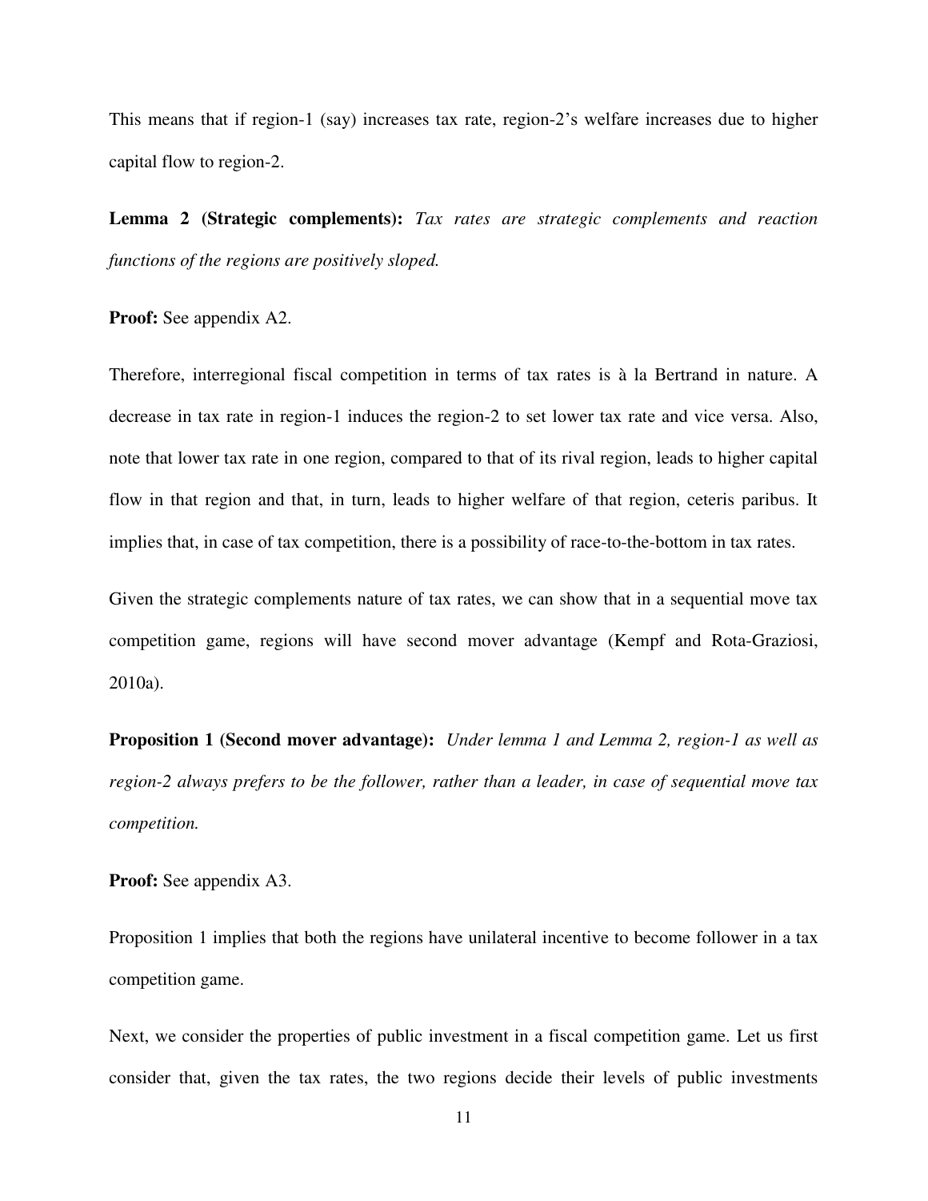This means that if region-1 (say) increases tax rate, region-2's welfare increases due to higher capital flow to region-2.

**Lemma 2 (Strategic complements):** *Tax rates are strategic complements and reaction functions of the regions are positively sloped.*

**Proof:** See appendix A2.

Therefore, interregional fiscal competition in terms of tax rates is à la Bertrand in nature. A decrease in tax rate in region-1 induces the region-2 to set lower tax rate and vice versa. Also, note that lower tax rate in one region, compared to that of its rival region, leads to higher capital flow in that region and that, in turn, leads to higher welfare of that region, ceteris paribus. It implies that, in case of tax competition, there is a possibility of race-to-the-bottom in tax rates.

Given the strategic complements nature of tax rates, we can show that in a sequential move tax competition game, regions will have second mover advantage (Kempf and Rota-Graziosi, 2010a).

**Proposition 1 (Second mover advantage):** *Under lemma 1 and Lemma 2, region-1 as well as region-2 always prefers to be the follower, rather than a leader, in case of sequential move tax competition.*

**Proof:** See appendix A3.

Proposition 1 implies that both the regions have unilateral incentive to become follower in a tax competition game.

Next, we consider the properties of public investment in a fiscal competition game. Let us first consider that, given the tax rates, the two regions decide their levels of public investments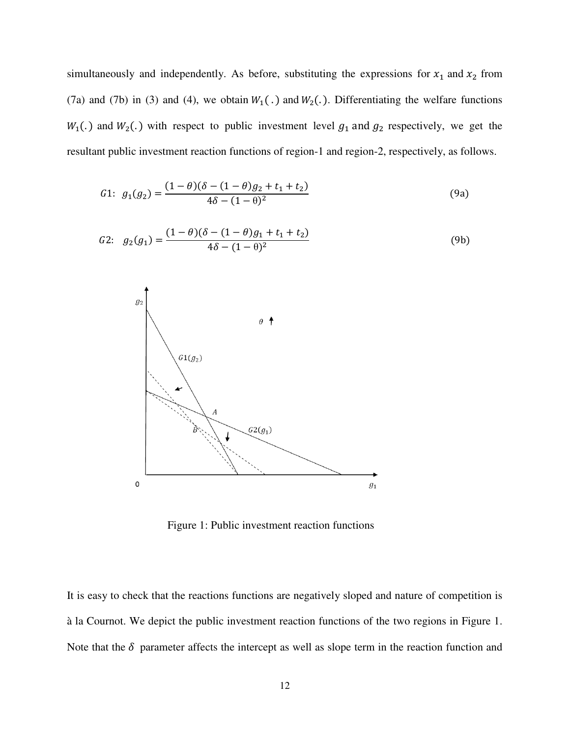simultaneously and independently. As before, substituting the expressions for $x_1$ and $x_2$ from (7a) and (7b) in (3) and (4), we obtain $W_1(.)$ and $W_2(.)$. Differentiating the welfare functions $W_1(.)$ and $W_2(.)$ with respect to public investment level $g_1$ and $g_2$ respectively, we get the resultant public investment reaction functions of region-1 and region-2, respectively, as follows.

$$G1: \quad g_1(g_2) = \frac{(1-\theta)(\delta - (1-\theta)g_2 + t_1 + t_2)}{4\delta - (1-\theta)^2} \tag{9a}$$

$$G2: \quad g_2(g_1) = \frac{(1-\theta)(\delta - (1-\theta)g_1 + t_1 + t_2)}{4\delta - (1-\theta)^2} \tag{9b}$$

Figure 1: Public investment reaction functions

It is easy to check that the reactions functions are negatively sloped and nature of competition is à la Cournot. We depict the public investment reaction functions of the two regions in Figure 1. Note that the $\delta$ parameter affects the intercept as well as slope term in the reaction function and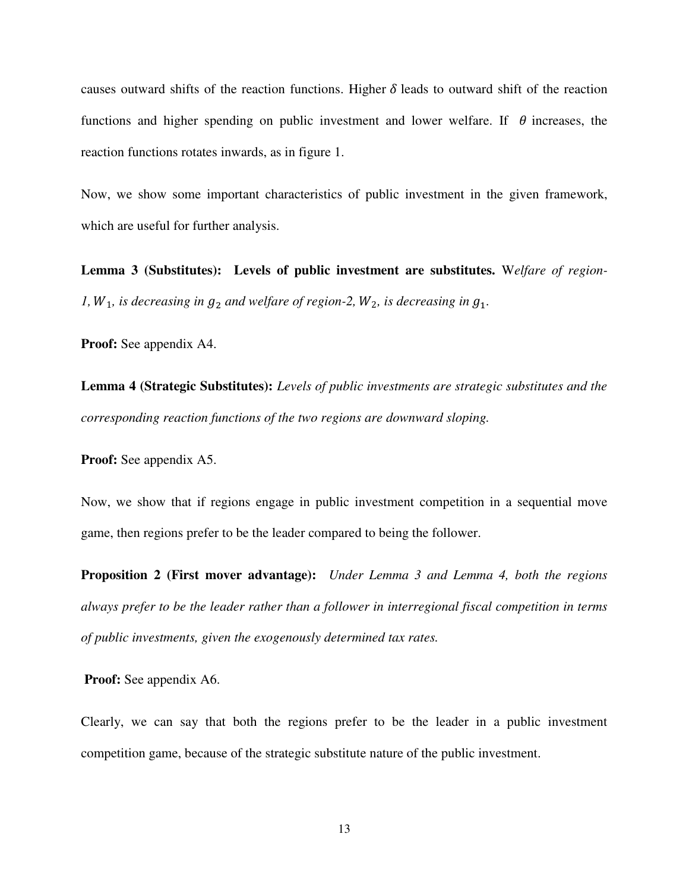causes outward shifts of the reaction functions. Higher $\delta$ leads to outward shift of the reaction functions and higher spending on public investment and lower welfare. If $\theta$ increases, the reaction functions rotates inwards, as in figure 1.

Now, we show some important characteristics of public investment in the given framework, which are useful for further analysis.

**Lemma 3 (Substitutes): Levels of public investment are substitutes.** W*elfare of region-1,* $W_1$*, is decreasing in* $g_2$ *and welfare of region-2,* $W_2$*, is decreasing in* $g_1$.

**Proof:** See appendix A4.

**Lemma 4 (Strategic Substitutes):** *Levels of public investments are strategic substitutes and the corresponding reaction functions of the two regions are downward sloping.*

**Proof:** See appendix A5.

Now, we show that if regions engage in public investment competition in a sequential move game, then regions prefer to be the leader compared to being the follower.

**Proposition 2 (First mover advantage):** *Under Lemma 3 and Lemma 4, both the regions always prefer to be the leader rather than a follower in interregional fiscal competition in terms of public investments, given the exogenously determined tax rates.*

**Proof:** See appendix A6.

Clearly, we can say that both the regions prefer to be the leader in a public investment competition game, because of the strategic substitute nature of the public investment.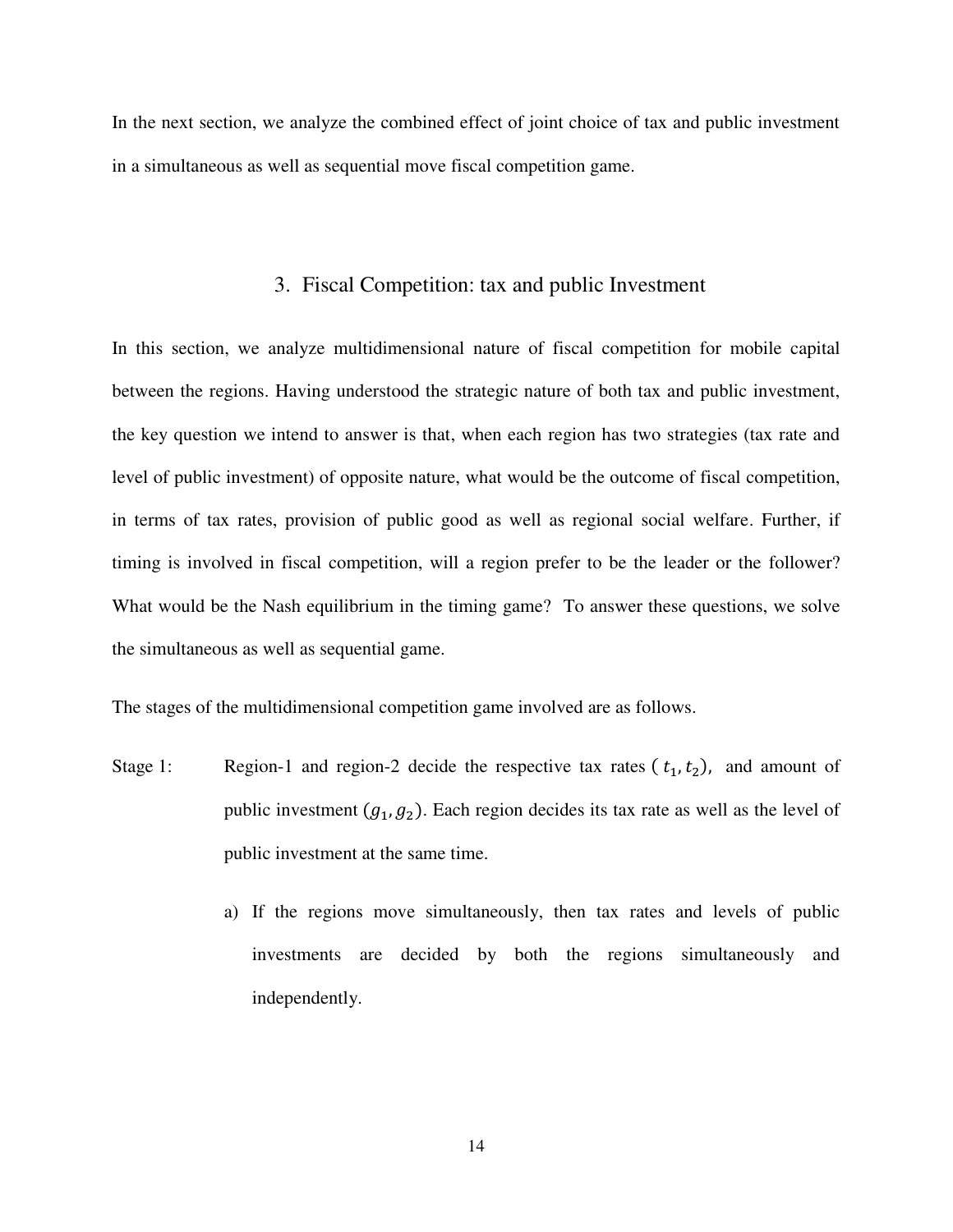In the next section, we analyze the combined effect of joint choice of tax and public investment in a simultaneous as well as sequential move fiscal competition game.

## 3. Fiscal Competition: tax and public Investment

In this section, we analyze multidimensional nature of fiscal competition for mobile capital between the regions. Having understood the strategic nature of both tax and public investment, the key question we intend to answer is that, when each region has two strategies (tax rate and level of public investment) of opposite nature, what would be the outcome of fiscal competition, in terms of tax rates, provision of public good as well as regional social welfare. Further, if timing is involved in fiscal competition, will a region prefer to be the leader or the follower? What would be the Nash equilibrium in the timing game? To answer these questions, we solve the simultaneous as well as sequential game.

The stages of the multidimensional competition game involved are as follows.

Stage 1: Region-1 and region-2 decide the respective tax rates $(t_1, t_2)$, and amount of public investment $(g_1, g_2)$. Each region decides its tax rate as well as the level of public investment at the same time.

a) If the regions move simultaneously, then tax rates and levels of public investments are decided by both the regions simultaneously and independently.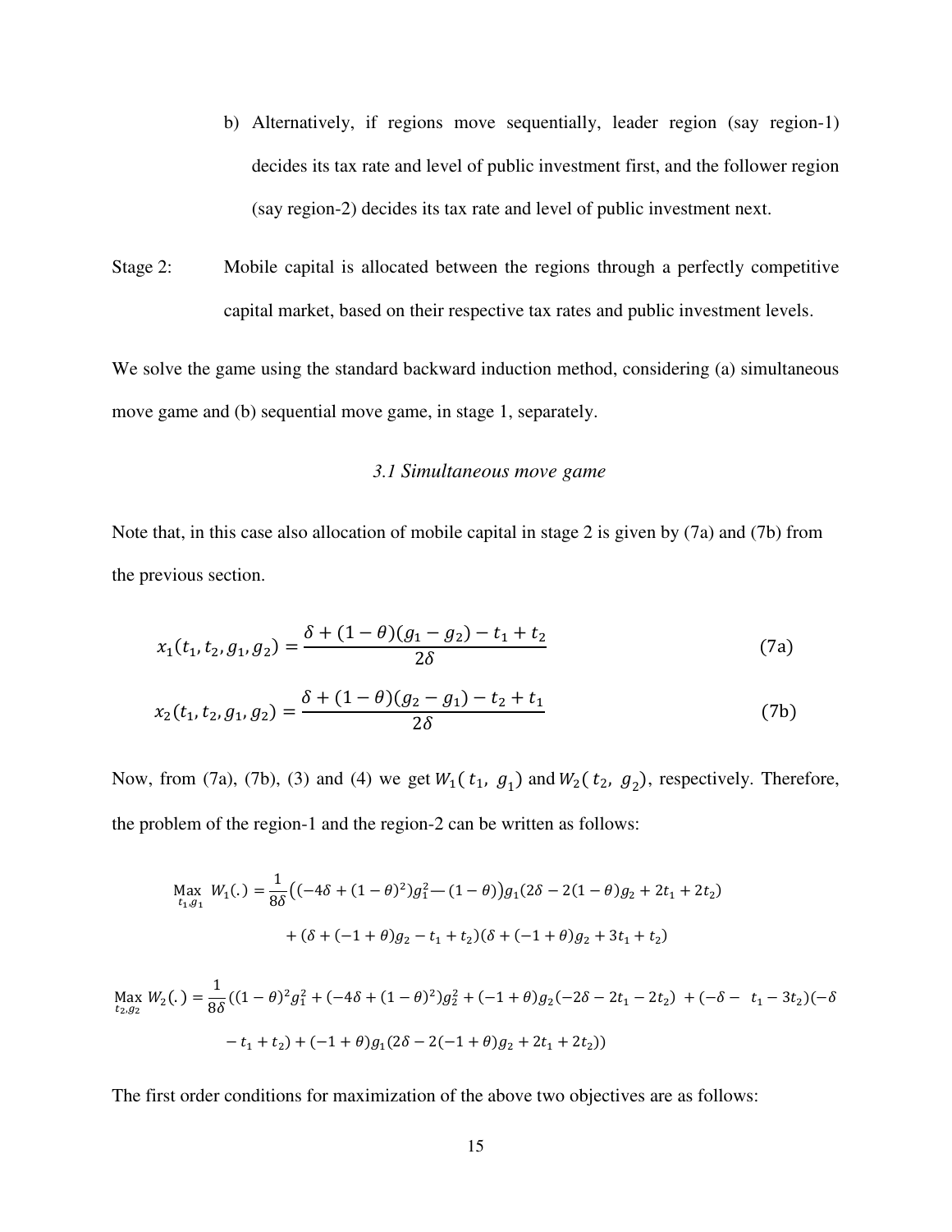b) Alternatively, if regions move sequentially, leader region (say region-1) decides its tax rate and level of public investment first, and the follower region (say region-2) decides its tax rate and level of public investment next.

Stage 2: Mobile capital is allocated between the regions through a perfectly competitive capital market, based on their respective tax rates and public investment levels.

We solve the game using the standard backward induction method, considering (a) simultaneous move game and (b) sequential move game, in stage 1, separately.

### *3.1 Simultaneous move game*

Note that, in this case also allocation of mobile capital in stage 2 is given by (7a) and (7b) from the previous section.

$$x_1(t_1, t_2, g_1, g_2) = \frac{\delta + (1-\theta)(g_1 - g_2) - t_1 + t_2}{2\delta} \tag{7a}$$

$$x_2(t_1, t_2, g_1, g_2) = \frac{\delta + (1-\theta)(g_2 - g_1) - t_2 + t_1}{2\delta} \tag{7b}$$

Now, from (7a), (7b), (3) and (4) we get $W_1(t_1, g_1)$ and $W_2(t_2, g_2)$, respectively. Therefore, the problem of the region-1 and the region-2 can be written as follows:

$$\max_{t_1, g_1} W_1(.) = \frac{1}{8\delta}\big((-4\delta + (1-\theta)^2)g_1^2 - (1-\theta)\big)g_1(2\delta - 2(1-\theta)g_2 + 2t_1 + 2t_2)$$
$$+ (\delta + (-1+\theta)g_2 - t_1 + t_2)(\delta + (-1+\theta)g_2 + 3t_1 + t_2)$$

$$\max_{t_2, g_2} W_2(.) = \frac{1}{8\delta}((1-\theta)^2 g_1^2 + (-4\delta + (1-\theta)^2)g_2^2 + (-1+\theta)g_2(-2\delta - 2t_1 - 2t_2) + (-\delta - t_1 - 3t_2)(-\delta$$
$$- t_1 + t_2) + (-1+\theta)g_1(2\delta - 2(-1+\theta)g_2 + 2t_1 + 2t_2))$$

The first order conditions for maximization of the above two objectives are as follows: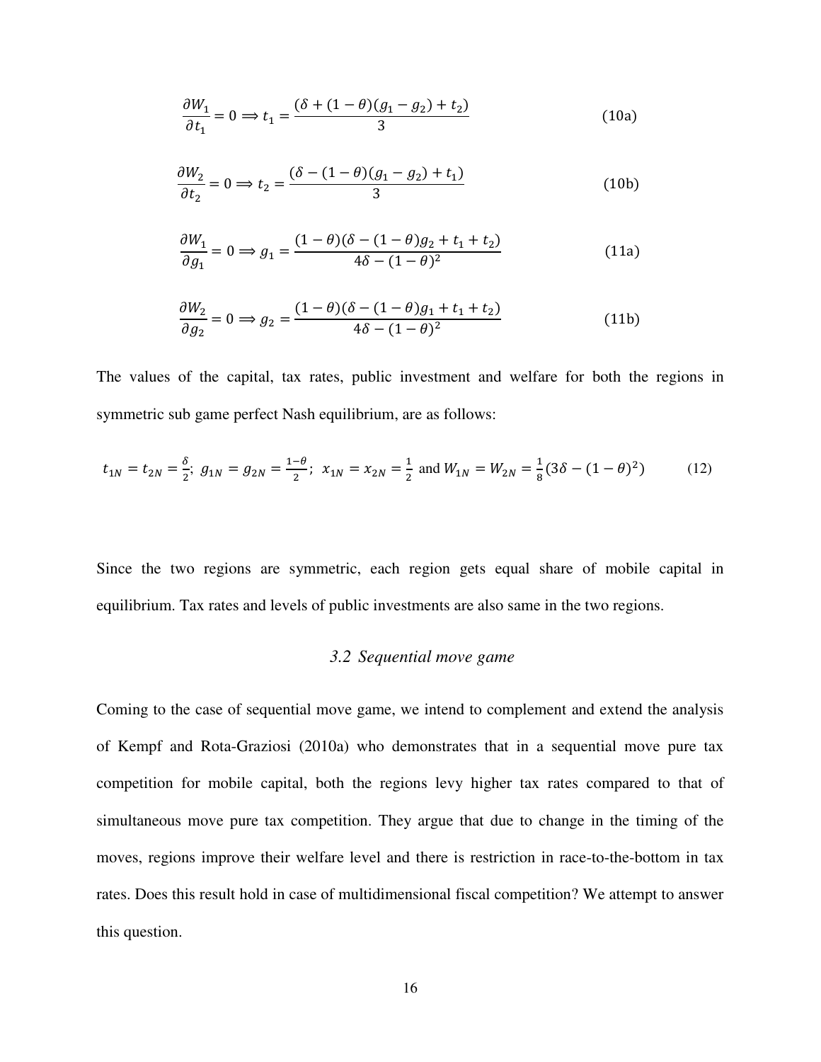$$\frac{\partial W_1}{\partial t_1} = 0 \Longrightarrow t_1 = \frac{(\delta + (1-\theta)(g_1 - g_2) + t_2)}{3} \tag{10a}$$

$$\frac{\partial W_2}{\partial t_2} = 0 \Longrightarrow t_2 = \frac{(\delta - (1-\theta)(g_1 - g_2) + t_1)}{3} \tag{10b}$$

$$\frac{\partial W_1}{\partial g_1} = 0 \Longrightarrow g_1 = \frac{(1-\theta)(\delta - (1-\theta)g_2 + t_1 + t_2)}{4\delta - (1-\theta)^2} \tag{11a}$$

$$\frac{\partial W_2}{\partial g_2} = 0 \Longrightarrow g_2 = \frac{(1-\theta)(\delta - (1-\theta)g_1 + t_1 + t_2)}{4\delta - (1-\theta)^2} \tag{11b}$$

The values of the capital, tax rates, public investment and welfare for both the regions in symmetric sub game perfect Nash equilibrium, are as follows:

$$t_{1N} = t_{2N} = \frac{\delta}{2};\ g_{1N} = g_{2N} = \frac{1-\theta}{2};\ x_{1N} = x_{2N} = \frac{1}{2} \text{ and } W_{1N} = W_{2N} = \frac{1}{8}(3\delta - (1-\theta)^2) \tag{12}$$

Since the two regions are symmetric, each region gets equal share of mobile capital in equilibrium. Tax rates and levels of public investments are also same in the two regions.

### *3.2 Sequential move game*

Coming to the case of sequential move game, we intend to complement and extend the analysis of Kempf and Rota-Graziosi (2010a) who demonstrates that in a sequential move pure tax competition for mobile capital, both the regions levy higher tax rates compared to that of simultaneous move pure tax competition. They argue that due to change in the timing of the moves, regions improve their welfare level and there is restriction in race-to-the-bottom in tax rates. Does this result hold in case of multidimensional fiscal competition? We attempt to answer this question.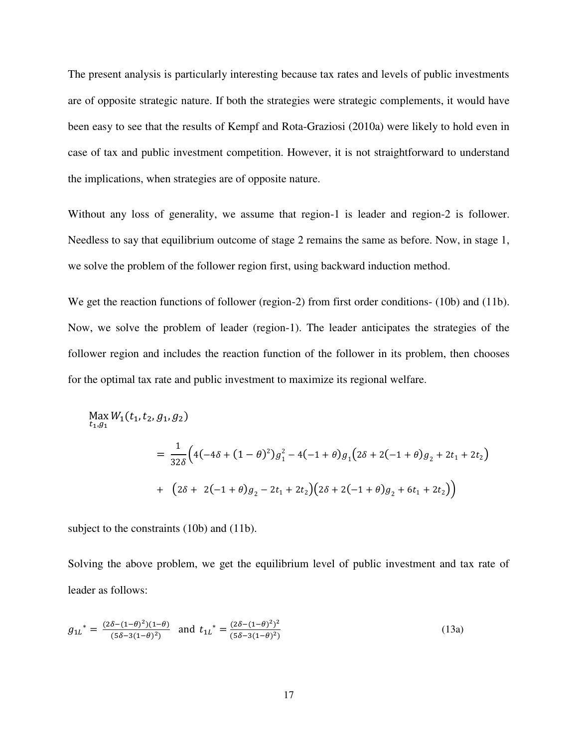The present analysis is particularly interesting because tax rates and levels of public investments are of opposite strategic nature. If both the strategies were strategic complements, it would have been easy to see that the results of Kempf and Rota-Graziosi (2010a) were likely to hold even in case of tax and public investment competition. However, it is not straightforward to understand the implications, when strategies are of opposite nature.

Without any loss of generality, we assume that region-1 is leader and region-2 is follower. Needless to say that equilibrium outcome of stage 2 remains the same as before. Now, in stage 1, we solve the problem of the follower region first, using backward induction method.

We get the reaction functions of follower (region-2) from first order conditions- (10b) and (11b). Now, we solve the problem of leader (region-1). The leader anticipates the strategies of the follower region and includes the reaction function of the follower in its problem, then chooses for the optimal tax rate and public investment to maximize its regional welfare.

$$
\begin{aligned}
\underset{t_1, g_1}{\text{Max}}\, W_1(t_1, t_2, g_1, g_2) \\
&= \frac{1}{32\delta}\Big(4\big(-4\delta + (1-\theta)^2\big)g_1^2 - 4(-1+\theta)g_1\big(2\delta + 2(-1+\theta)g_2 + 2t_1 + 2t_2\big) \\
&+ \big(2\delta + 2(-1+\theta)g_2 - 2t_1 + 2t_2\big)\big(2\delta + 2(-1+\theta)g_2 + 6t_1 + 2t_2\big)\Big)
\end{aligned}
$$

subject to the constraints (10b) and (11b).

Solving the above problem, we get the equilibrium level of public investment and tax rate of leader as follows:

$$
g_{1L}{}^{*} = \frac{(2\delta - (1-\theta)^2)(1-\theta)}{(5\delta - 3(1-\theta)^2)} \quad \text{and} \quad t_{1L}{}^{*} = \frac{(2\delta - (1-\theta)^2)^2}{(5\delta - 3(1-\theta)^2)} \tag{13a}
$$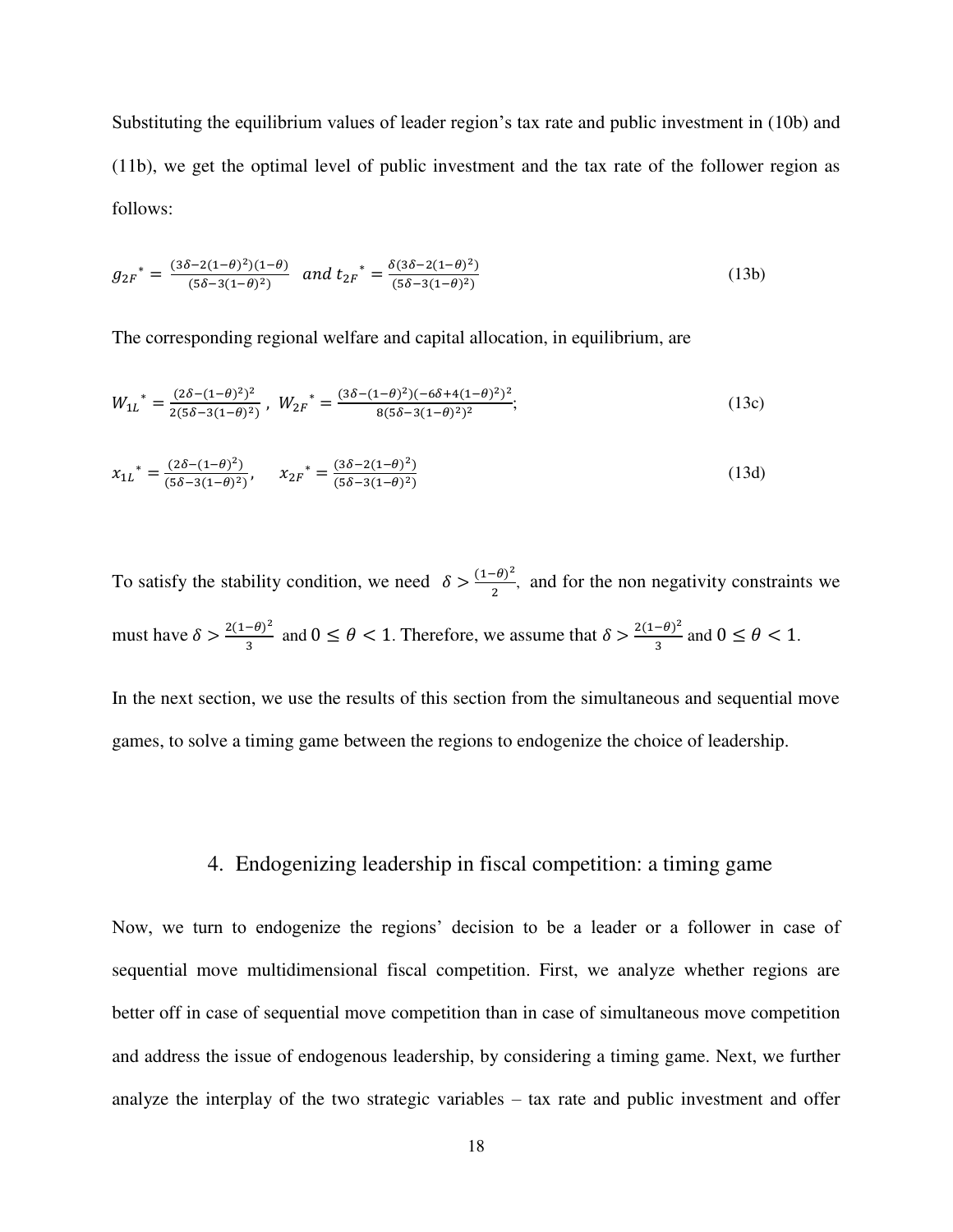Substituting the equilibrium values of leader region's tax rate and public investment in (10b) and (11b), we get the optimal level of public investment and the tax rate of the follower region as follows:

$$g_{2F}{}^{*} = \frac{(3\delta-2(1-\theta)^2)(1-\theta)}{(5\delta-3(1-\theta)^2)} \quad and \; t_{2F}{}^{*} = \frac{\delta(3\delta-2(1-\theta)^2)}{(5\delta-3(1-\theta)^2)} \tag{13b}$$

The corresponding regional welfare and capital allocation, in equilibrium, are

$$W_{1L}{}^{*} = \frac{(2\delta-(1-\theta)^2)^2}{2(5\delta-3(1-\theta)^2)}, \; W_{2F}{}^{*} = \frac{(3\delta-(1-\theta)^2)(-6\delta+4(1-\theta)^2)^2}{8(5\delta-3(1-\theta)^2)^2}; \tag{13c}$$

$$x_{1L}{}^{*} = \frac{(2\delta-(1-\theta)^2)}{(5\delta-3(1-\theta)^2)}, \quad x_{2F}{}^{*} = \frac{(3\delta-2(1-\theta)^2)}{(5\delta-3(1-\theta)^2)} \tag{13d}$$

To satisfy the stability condition, we need $\delta > \frac{(1-\theta)^2}{2}$, and for the non negativity constraints we must have $\delta > \frac{2(1-\theta)^2}{3}$ and $0 \leq \theta < 1$. Therefore, we assume that $\delta > \frac{2(1-\theta)^2}{3}$ and $0 \leq \theta < 1$.

In the next section, we use the results of this section from the simultaneous and sequential move games, to solve a timing game between the regions to endogenize the choice of leadership.

## 4. Endogenizing leadership in fiscal competition: a timing game

Now, we turn to endogenize the regions' decision to be a leader or a follower in case of sequential move multidimensional fiscal competition. First, we analyze whether regions are better off in case of sequential move competition than in case of simultaneous move competition and address the issue of endogenous leadership, by considering a timing game. Next, we further analyze the interplay of the two strategic variables – tax rate and public investment and offer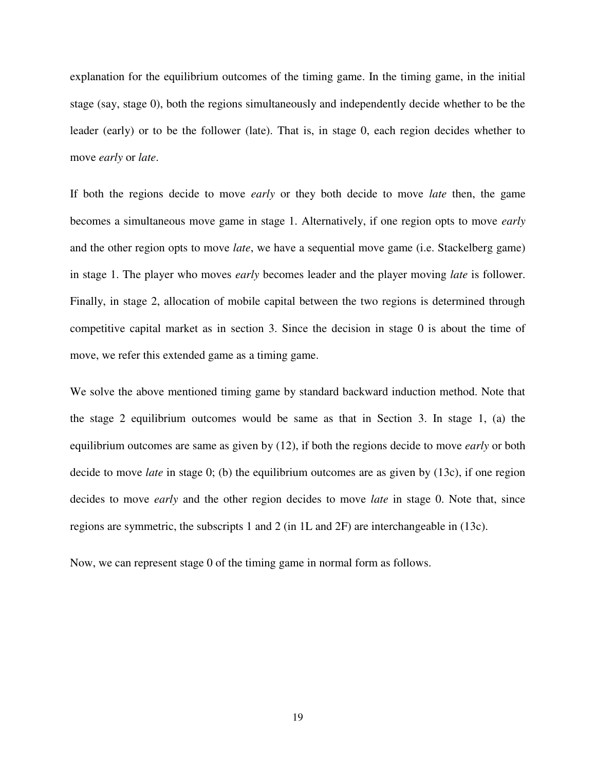explanation for the equilibrium outcomes of the timing game. In the timing game, in the initial stage (say, stage 0), both the regions simultaneously and independently decide whether to be the leader (early) or to be the follower (late). That is, in stage 0, each region decides whether to move *early* or *late*.

If both the regions decide to move *early* or they both decide to move *late* then, the game becomes a simultaneous move game in stage 1. Alternatively, if one region opts to move *early* and the other region opts to move *late*, we have a sequential move game (i.e. Stackelberg game) in stage 1. The player who moves *early* becomes leader and the player moving *late* is follower. Finally, in stage 2, allocation of mobile capital between the two regions is determined through competitive capital market as in section 3. Since the decision in stage 0 is about the time of move, we refer this extended game as a timing game.

We solve the above mentioned timing game by standard backward induction method. Note that the stage 2 equilibrium outcomes would be same as that in Section 3. In stage 1, (a) the equilibrium outcomes are same as given by (12), if both the regions decide to move *early* or both decide to move *late* in stage 0; (b) the equilibrium outcomes are as given by (13c), if one region decides to move *early* and the other region decides to move *late* in stage 0. Note that, since regions are symmetric, the subscripts 1 and 2 (in 1L and 2F) are interchangeable in (13c).

Now, we can represent stage 0 of the timing game in normal form as follows.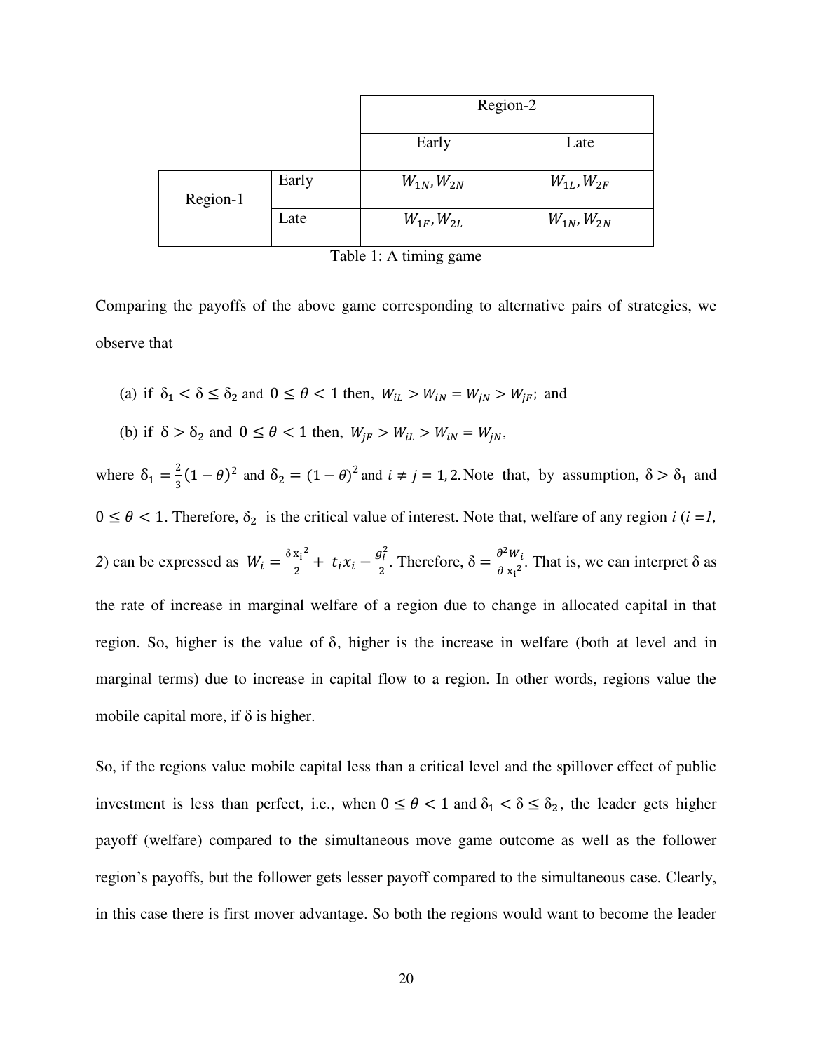| | | Region-2 | |
|---|---|---|---|
| | | Early | Late |
| Region-1 | Early | $W_{1N}, W_{2N}$ | $W_{1L}, W_{2F}$ |
| | Late | $W_{1F}, W_{2L}$ | $W_{1N}, W_{2N}$ |

Table 1: A timing game

Comparing the payoffs of the above game corresponding to alternative pairs of strategies, we observe that

(a) if $\delta_1 < \delta \leq \delta_2$ and $0 \leq \theta < 1$ then, $W_{iL} > W_{iN} = W_{jN} > W_{jF}$; and

(b) if $\delta > \delta_2$ and $0 \leq \theta < 1$ then, $W_{jF} > W_{iL} > W_{iN} = W_{jN}$,

where $\delta_1 = \frac{2}{3}(1-\theta)^2$ and $\delta_2 = (1-\theta)^2$ and $i \neq j = 1, 2.$ Note that, by assumption, $\delta > \delta_1$ and $0 \leq \theta < 1$. Therefore, $\delta_2$ is the critical value of interest. Note that, welfare of any region *i* (*i =1, 2*) can be expressed as $W_i = \frac{\delta x_i^2}{2} + t_i x_i - \frac{g_i^2}{2}$. Therefore, $\delta = \frac{\partial^2 W_i}{\partial x_i^2}$. That is, we can interpret $\delta$ as the rate of increase in marginal welfare of a region due to change in allocated capital in that region. So, higher is the value of $\delta$, higher is the increase in welfare (both at level and in marginal terms) due to increase in capital flow to a region. In other words, regions value the mobile capital more, if $\delta$ is higher.

So, if the regions value mobile capital less than a critical level and the spillover effect of public investment is less than perfect, i.e., when $0 \leq \theta < 1$ and $\delta_1 < \delta \leq \delta_2$, the leader gets higher payoff (welfare) compared to the simultaneous move game outcome as well as the follower region's payoffs, but the follower gets lesser payoff compared to the simultaneous case. Clearly, in this case there is first mover advantage. So both the regions would want to become the leader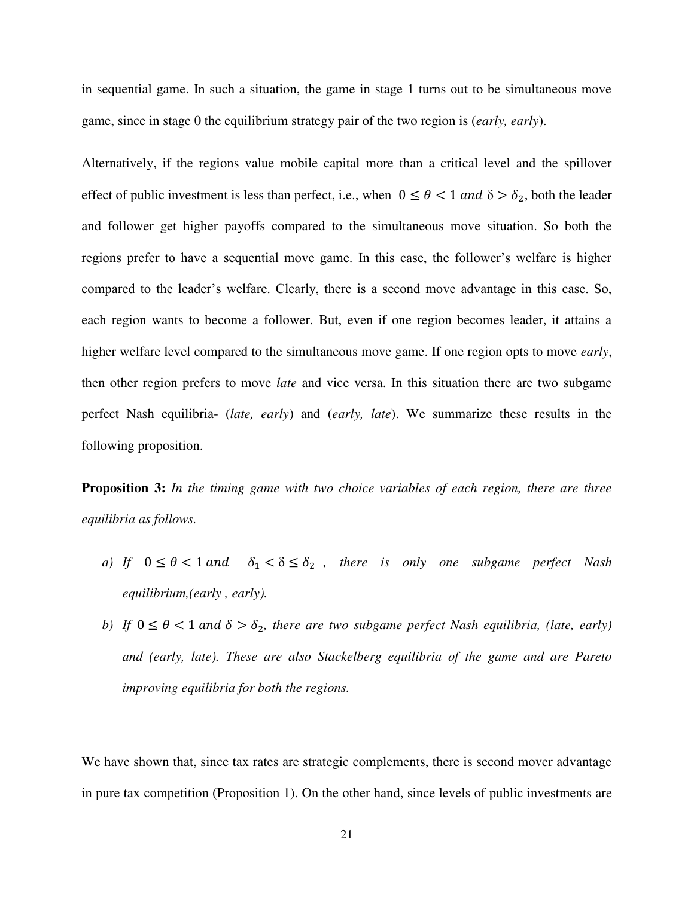in sequential game. In such a situation, the game in stage 1 turns out to be simultaneous move game, since in stage 0 the equilibrium strategy pair of the two region is (*early, early*).

Alternatively, if the regions value mobile capital more than a critical level and the spillover effect of public investment is less than perfect, i.e., when $0 \leq \theta < 1$ $and$ $\delta > \delta_2$, both the leader and follower get higher payoffs compared to the simultaneous move situation. So both the regions prefer to have a sequential move game. In this case, the follower's welfare is higher compared to the leader's welfare. Clearly, there is a second move advantage in this case. So, each region wants to become a follower. But, even if one region becomes leader, it attains a higher welfare level compared to the simultaneous move game. If one region opts to move *early*, then other region prefers to move *late* and vice versa. In this situation there are two subgame perfect Nash equilibria- (*late, early*) and (*early, late*). We summarize these results in the following proposition.

**Proposition 3:** *In the timing game with two choice variables of each region, there are three equilibria as follows.*

*a) If* $0 \leq \theta < 1$ $and$ $\delta_1 < \delta \leq \delta_2$ *, there is only one subgame perfect Nash equilibrium,(early , early).*

*b) If* $0 \leq \theta < 1$ $and$ $\delta > \delta_2$*, there are two subgame perfect Nash equilibria, (late, early) and (early, late). These are also Stackelberg equilibria of the game and are Pareto improving equilibria for both the regions.*

We have shown that, since tax rates are strategic complements, there is second mover advantage in pure tax competition (Proposition 1). On the other hand, since levels of public investments are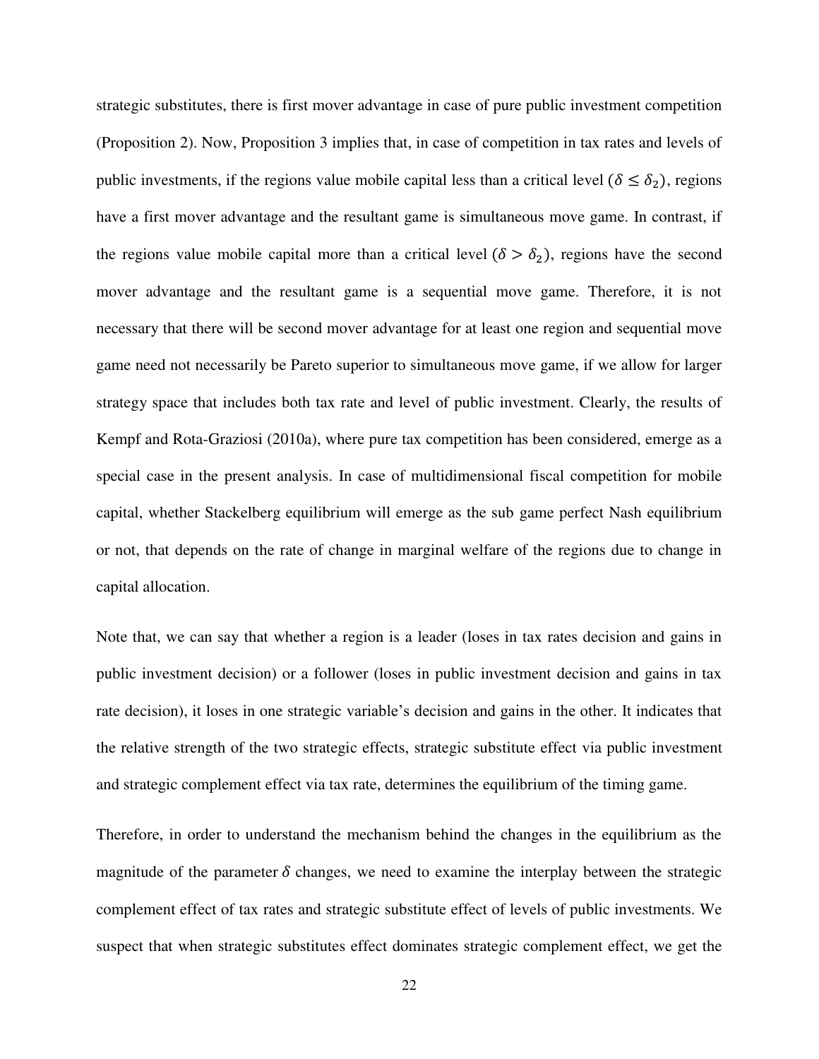strategic substitutes, there is first mover advantage in case of pure public investment competition (Proposition 2). Now, Proposition 3 implies that, in case of competition in tax rates and levels of public investments, if the regions value mobile capital less than a critical level ($\delta \leq \delta_2$), regions have a first mover advantage and the resultant game is simultaneous move game. In contrast, if the regions value mobile capital more than a critical level ($\delta > \delta_2$), regions have the second mover advantage and the resultant game is a sequential move game. Therefore, it is not necessary that there will be second mover advantage for at least one region and sequential move game need not necessarily be Pareto superior to simultaneous move game, if we allow for larger strategy space that includes both tax rate and level of public investment. Clearly, the results of Kempf and Rota-Graziosi (2010a), where pure tax competition has been considered, emerge as a special case in the present analysis. In case of multidimensional fiscal competition for mobile capital, whether Stackelberg equilibrium will emerge as the sub game perfect Nash equilibrium or not, that depends on the rate of change in marginal welfare of the regions due to change in capital allocation.

Note that, we can say that whether a region is a leader (loses in tax rates decision and gains in public investment decision) or a follower (loses in public investment decision and gains in tax rate decision), it loses in one strategic variable's decision and gains in the other. It indicates that the relative strength of the two strategic effects, strategic substitute effect via public investment and strategic complement effect via tax rate, determines the equilibrium of the timing game.

Therefore, in order to understand the mechanism behind the changes in the equilibrium as the magnitude of the parameter $\delta$ changes, we need to examine the interplay between the strategic complement effect of tax rates and strategic substitute effect of levels of public investments. We suspect that when strategic substitutes effect dominates strategic complement effect, we get the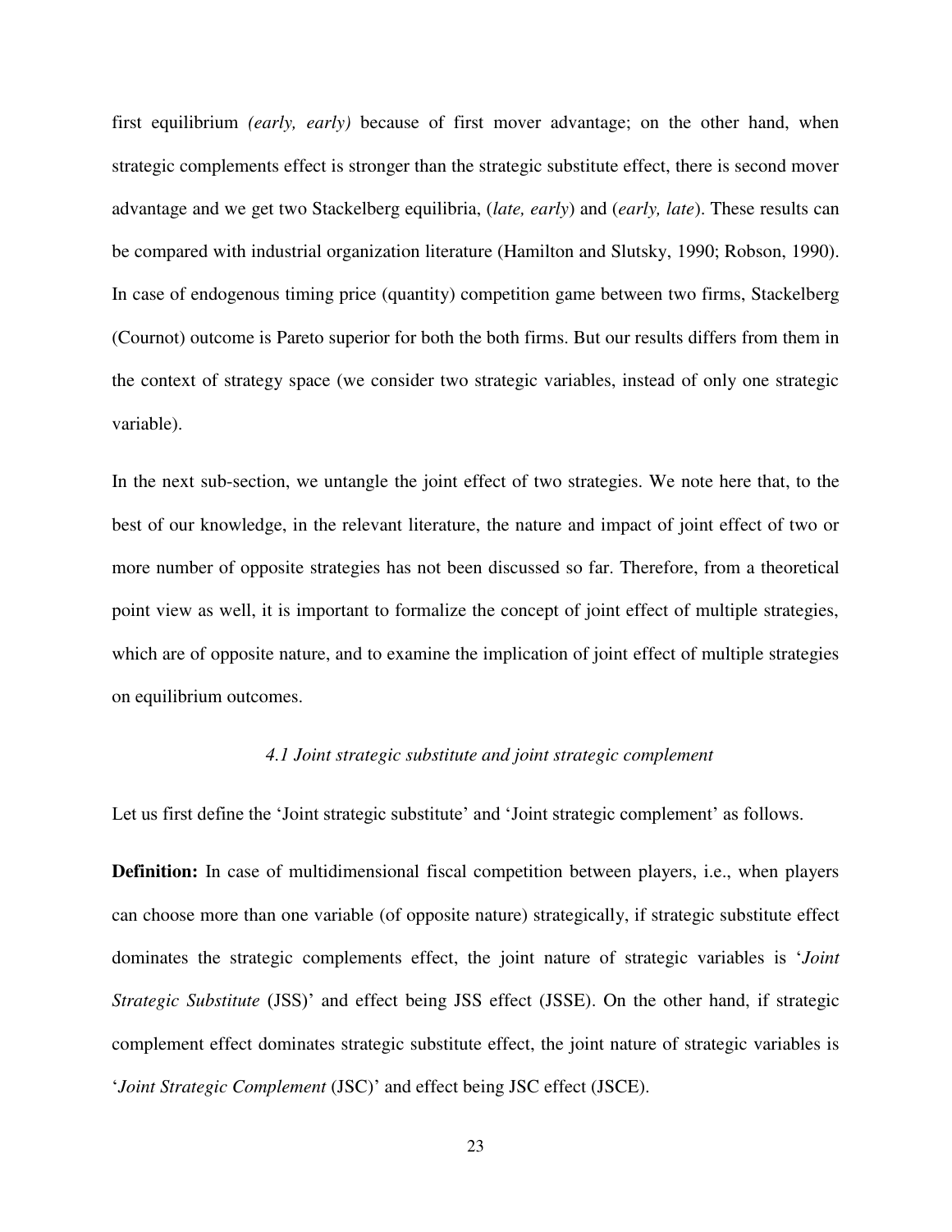first equilibrium *(early, early)* because of first mover advantage; on the other hand, when strategic complements effect is stronger than the strategic substitute effect, there is second mover advantage and we get two Stackelberg equilibria, (*late, early*) and (*early, late*). These results can be compared with industrial organization literature (Hamilton and Slutsky, 1990; Robson, 1990). In case of endogenous timing price (quantity) competition game between two firms, Stackelberg (Cournot) outcome is Pareto superior for both the both firms. But our results differs from them in the context of strategy space (we consider two strategic variables, instead of only one strategic variable).

In the next sub-section, we untangle the joint effect of two strategies. We note here that, to the best of our knowledge, in the relevant literature, the nature and impact of joint effect of two or more number of opposite strategies has not been discussed so far. Therefore, from a theoretical point view as well, it is important to formalize the concept of joint effect of multiple strategies, which are of opposite nature, and to examine the implication of joint effect of multiple strategies on equilibrium outcomes.

### *4.1 Joint strategic substitute and joint strategic complement*

Let us first define the 'Joint strategic substitute' and 'Joint strategic complement' as follows.

**Definition:** In case of multidimensional fiscal competition between players, i.e., when players can choose more than one variable (of opposite nature) strategically, if strategic substitute effect dominates the strategic complements effect, the joint nature of strategic variables is '*Joint Strategic Substitute* (JSS)' and effect being JSS effect (JSSE). On the other hand, if strategic complement effect dominates strategic substitute effect, the joint nature of strategic variables is '*Joint Strategic Complement* (JSC)' and effect being JSC effect (JSCE).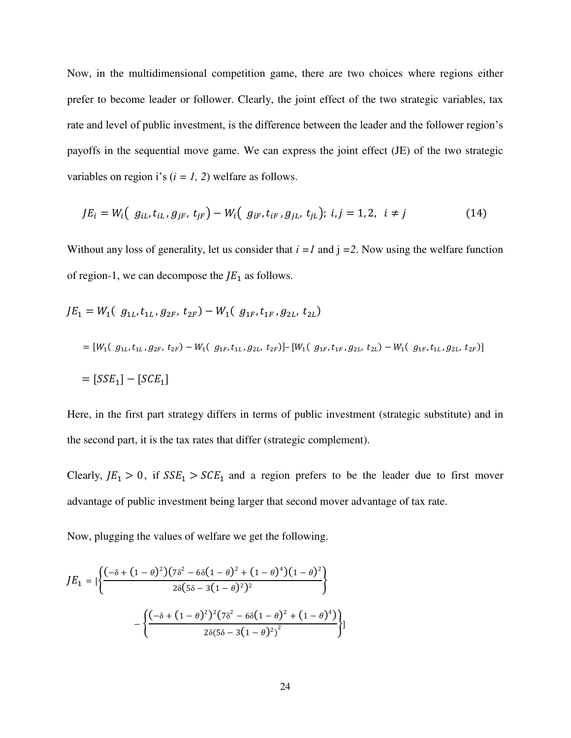Now, in the multidimensional competition game, there are two choices where regions either prefer to become leader or follower. Clearly, the joint effect of the two strategic variables, tax rate and level of public investment, is the difference between the leader and the follower region's payoffs in the sequential move game. We can express the joint effect (JE) of the two strategic variables on region i's ($i = 1, 2$) welfare as follows.

$$JE_i = W_i\left( g_{iL}, t_{iL}, g_{jF}, t_{jF}\right) - W_i\left( g_{iF}, t_{iF}, g_{jL}, t_{jL}\right);\ i, j = 1, 2,\ \ i \neq j \tag{14}$$

Without any loss of generality, let us consider that $i = 1$ and $j = 2$. Now using the welfare function of region-1, we can decompose the $JE_1$ as follows.

$$JE_1 = W_1\left( g_{1L}, t_{1L}, g_{2F}, t_{2F}\right) - W_1\left( g_{1F}, t_{1F}, g_{2L}, t_{2L}\right)$$

$$= [W_1( g_{1L}, t_{1L}, g_{2F}, t_{2F}) - W_1( g_{1F}, t_{1L}, g_{2L}, t_{2F})] - [W_1( g_{1F}, t_{1F}, g_{2L}, t_{2L}) - W_1( g_{1F}, t_{1L}, g_{2L}, t_{2F})]$$

$$= [SSE_1] - [SCE_1]$$

Here, in the first part strategy differs in terms of public investment (strategic substitute) and in the second part, it is the tax rates that differ (strategic complement).

Clearly, $JE_1 > 0$, if $SSE_1 > SCE_1$ and a region prefers to be the leader due to first mover advantage of public investment being larger that second mover advantage of tax rate.

Now, plugging the values of welfare we get the following.

$$JE_1 = \left[\left\{\frac{\left(-\delta + (1-\theta)^2\right)\left(7\delta^2 - 6\delta(1-\theta)^2 + (1-\theta)^4\right)(1-\theta)^2}{2\delta\left(5\delta - 3(1-\theta)^2\right)^2}\right\} - \left\{\frac{\left(-\delta + (1-\theta)^2\right)^2\left(7\delta^2 - 6\delta(1-\theta)^2 + (1-\theta)^4\right)}{2\delta\left(5\delta - 3(1-\theta)^2\right)^2}\right\}\right]$$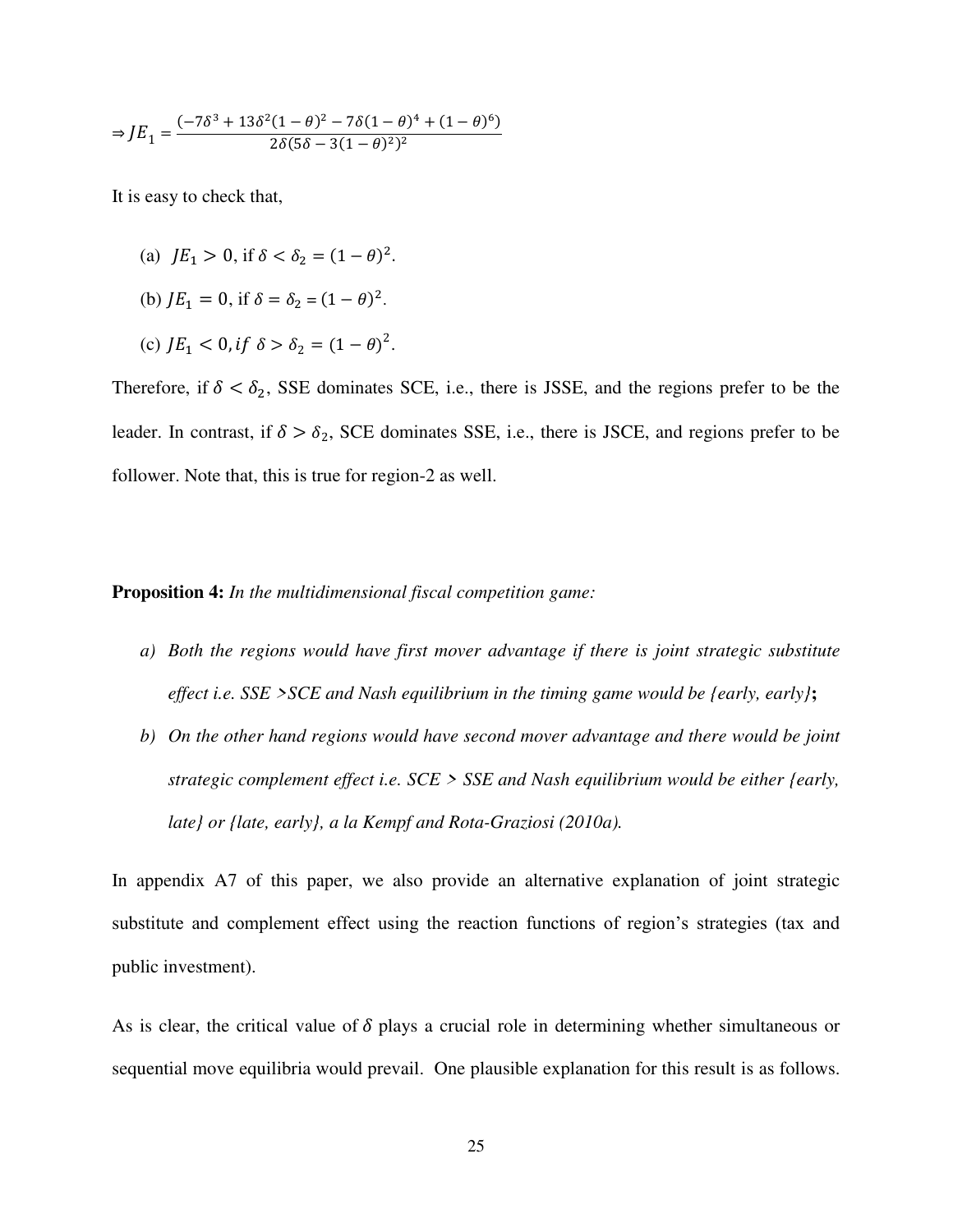$$\Rightarrow JE_1 = \frac{(-7\delta^3 + 13\delta^2(1-\theta)^2 - 7\delta(1-\theta)^4 + (1-\theta)^6)}{2\delta(5\delta - 3(1-\theta)^2)^2}$$

It is easy to check that,

(a) $JE_1 > 0$, if $\delta < \delta_2 = (1-\theta)^2$.

(b) $JE_1 = 0$, if $\delta = \delta_2 = (1-\theta)^2$.

(c) $JE_1 < 0$, $if\ \delta > \delta_2 = (1-\theta)^2$.

Therefore, if $\delta < \delta_2$, SSE dominates SCE, i.e., there is JSSE, and the regions prefer to be the leader. In contrast, if $\delta > \delta_2$, SCE dominates SSE, i.e., there is JSCE, and regions prefer to be follower. Note that, this is true for region-2 as well.

**Proposition 4:** *In the multidimensional fiscal competition game:*

*a) Both the regions would have first mover advantage if there is joint strategic substitute effect i.e. SSE >SCE and Nash equilibrium in the timing game would be {early, early}*;

*b) On the other hand regions would have second mover advantage and there would be joint strategic complement effect i.e. SCE > SSE and Nash equilibrium would be either {early, late} or {late, early}, a la Kempf and Rota-Graziosi (2010a).*

In appendix A7 of this paper, we also provide an alternative explanation of joint strategic substitute and complement effect using the reaction functions of region's strategies (tax and public investment).

As is clear, the critical value of $\delta$ plays a crucial role in determining whether simultaneous or sequential move equilibria would prevail. One plausible explanation for this result is as follows.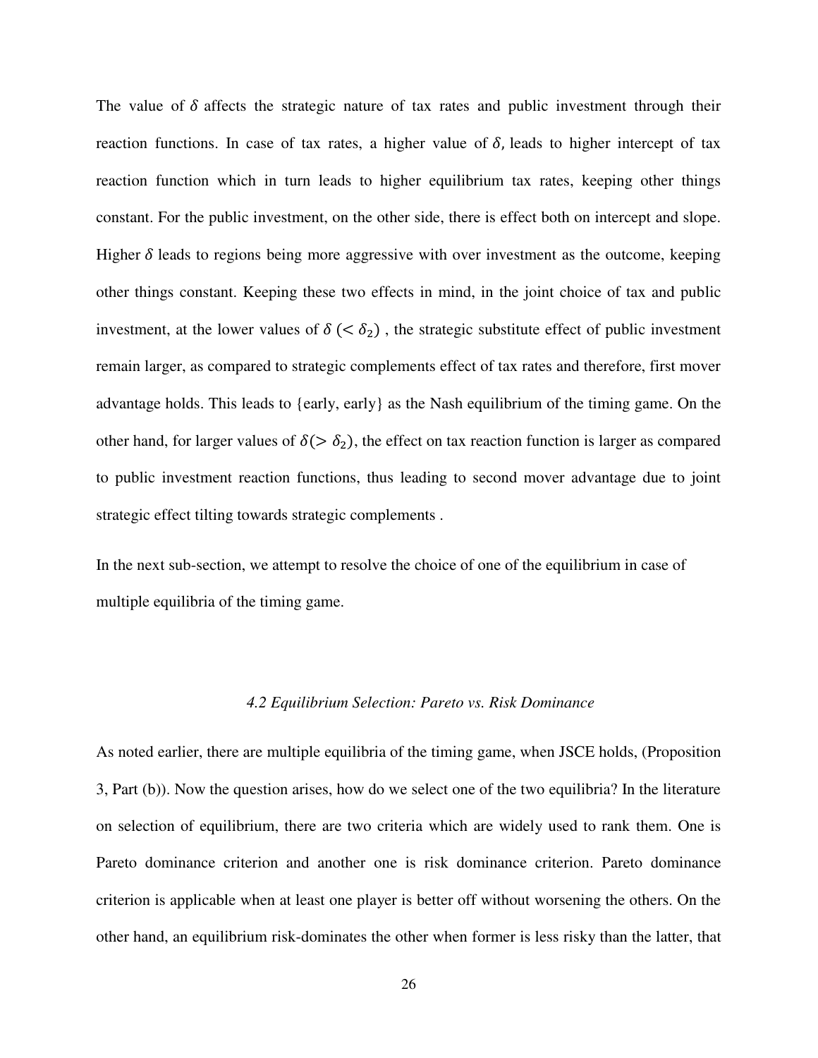The value of $\delta$ affects the strategic nature of tax rates and public investment through their reaction functions. In case of tax rates, a higher value of $\delta$, leads to higher intercept of tax reaction function which in turn leads to higher equilibrium tax rates, keeping other things constant. For the public investment, on the other side, there is effect both on intercept and slope. Higher $\delta$ leads to regions being more aggressive with over investment as the outcome, keeping other things constant. Keeping these two effects in mind, in the joint choice of tax and public investment, at the lower values of $\delta$ $(< \delta_2)$ , the strategic substitute effect of public investment remain larger, as compared to strategic complements effect of tax rates and therefore, first mover advantage holds. This leads to {early, early} as the Nash equilibrium of the timing game. On the other hand, for larger values of $\delta (> \delta_2)$, the effect on tax reaction function is larger as compared to public investment reaction functions, thus leading to second mover advantage due to joint strategic effect tilting towards strategic complements .

In the next sub-section, we attempt to resolve the choice of one of the equilibrium in case of multiple equilibria of the timing game.

### *4.2 Equilibrium Selection: Pareto vs. Risk Dominance*

As noted earlier, there are multiple equilibria of the timing game, when JSCE holds, (Proposition 3, Part (b)). Now the question arises, how do we select one of the two equilibria? In the literature on selection of equilibrium, there are two criteria which are widely used to rank them. One is Pareto dominance criterion and another one is risk dominance criterion. Pareto dominance criterion is applicable when at least one player is better off without worsening the others. On the other hand, an equilibrium risk-dominates the other when former is less risky than the latter, that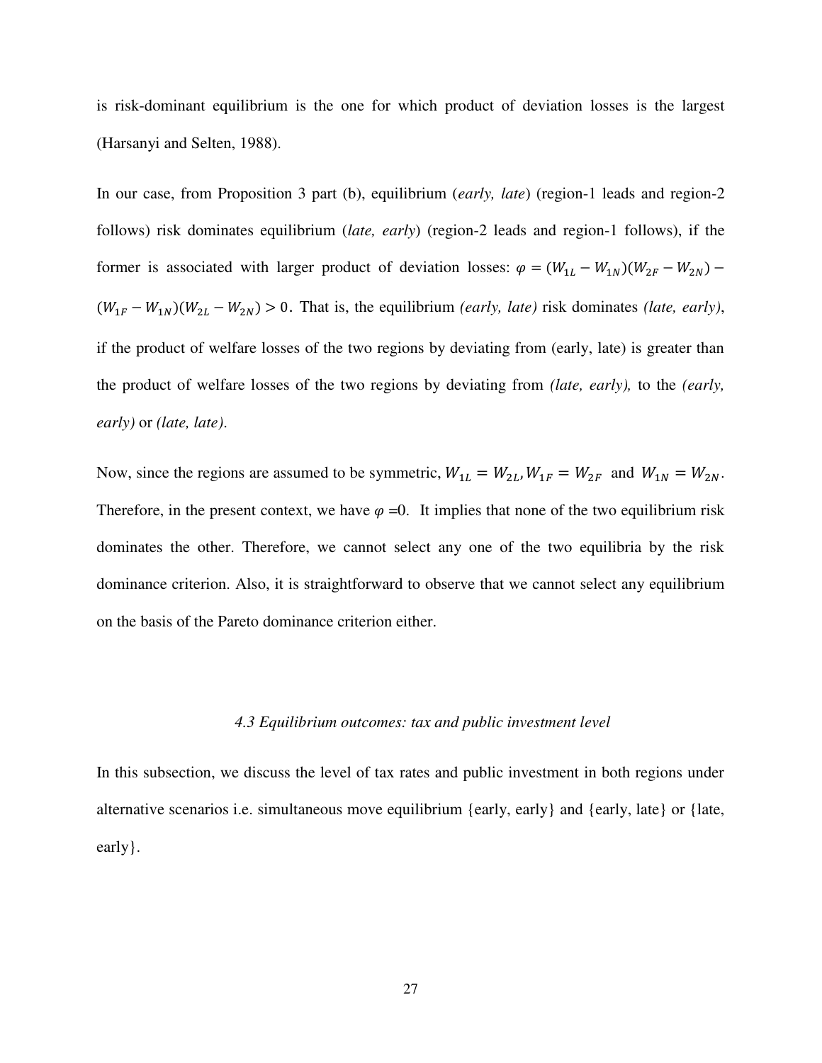is risk-dominant equilibrium is the one for which product of deviation losses is the largest (Harsanyi and Selten, 1988).

In our case, from Proposition 3 part (b), equilibrium (*early, late*) (region-1 leads and region-2 follows) risk dominates equilibrium (*late, early*) (region-2 leads and region-1 follows), if the former is associated with larger product of deviation losses: $\varphi = (W_{1L} - W_{1N})(W_{2F} - W_{2N}) - (W_{1F} - W_{1N})(W_{2L} - W_{2N}) > 0$. That is, the equilibrium *(early, late)* risk dominates *(late, early)*, if the product of welfare losses of the two regions by deviating from (early, late) is greater than the product of welfare losses of the two regions by deviating from *(late, early),* to the *(early, early)* or *(late, late)*.

Now, since the regions are assumed to be symmetric, $W_{1L} = W_{2L}, W_{1F} = W_{2F}$ and $W_{1N} = W_{2N}$. Therefore, in the present context, we have $\varphi$ =0. It implies that none of the two equilibrium risk dominates the other. Therefore, we cannot select any one of the two equilibria by the risk dominance criterion. Also, it is straightforward to observe that we cannot select any equilibrium on the basis of the Pareto dominance criterion either.

### *4.3 Equilibrium outcomes: tax and public investment level*

In this subsection, we discuss the level of tax rates and public investment in both regions under alternative scenarios i.e. simultaneous move equilibrium {early, early} and {early, late} or {late, early}.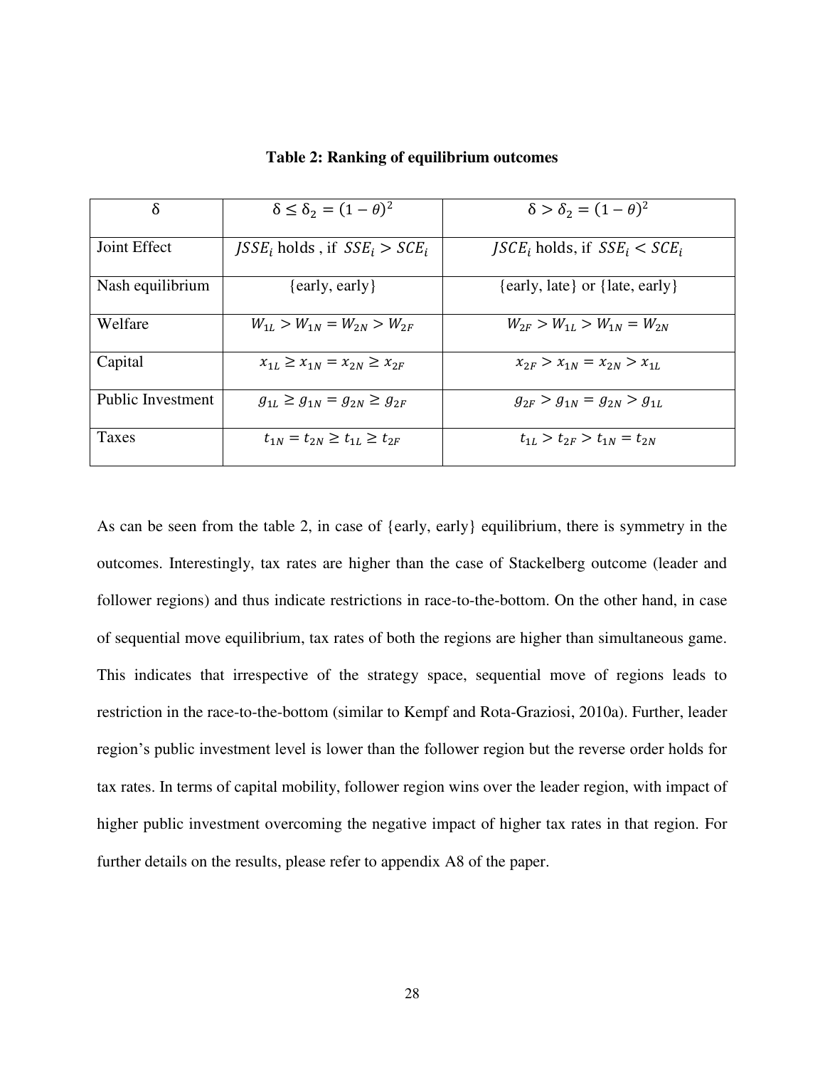**Table 2: Ranking of equilibrium outcomes**

| δ | $\delta \leq \delta_2 = (1-\theta)^2$ | $\delta > \delta_2 = (1-\theta)^2$ |
|---|---|---|
| Joint Effect | $JSSE_i$ holds , if $SSE_i > SCE_i$ | $JSCE_i$ holds, if $SSE_i < SCE_i$ |
| Nash equilibrium | {early, early} | {early, late} or {late, early} |
| Welfare | $W_{1L} > W_{1N} = W_{2N} > W_{2F}$ | $W_{2F} > W_{1L} > W_{1N} = W_{2N}$ |
| Capital | $x_{1L} \geq x_{1N} = x_{2N} \geq x_{2F}$ | $x_{2F} > x_{1N} = x_{2N} > x_{1L}$ |
| Public Investment | $g_{1L} \geq g_{1N} = g_{2N} \geq g_{2F}$ | $g_{2F} > g_{1N} = g_{2N} > g_{1L}$ |
| Taxes | $t_{1N} = t_{2N} \geq t_{1L} \geq t_{2F}$ | $t_{1L} > t_{2F} > t_{1N} = t_{2N}$ |

As can be seen from the table 2, in case of {early, early} equilibrium, there is symmetry in the outcomes. Interestingly, tax rates are higher than the case of Stackelberg outcome (leader and follower regions) and thus indicate restrictions in race-to-the-bottom. On the other hand, in case of sequential move equilibrium, tax rates of both the regions are higher than simultaneous game. This indicates that irrespective of the strategy space, sequential move of regions leads to restriction in the race-to-the-bottom (similar to Kempf and Rota-Graziosi, 2010a). Further, leader region's public investment level is lower than the follower region but the reverse order holds for tax rates. In terms of capital mobility, follower region wins over the leader region, with impact of higher public investment overcoming the negative impact of higher tax rates in that region. For further details on the results, please refer to appendix A8 of the paper.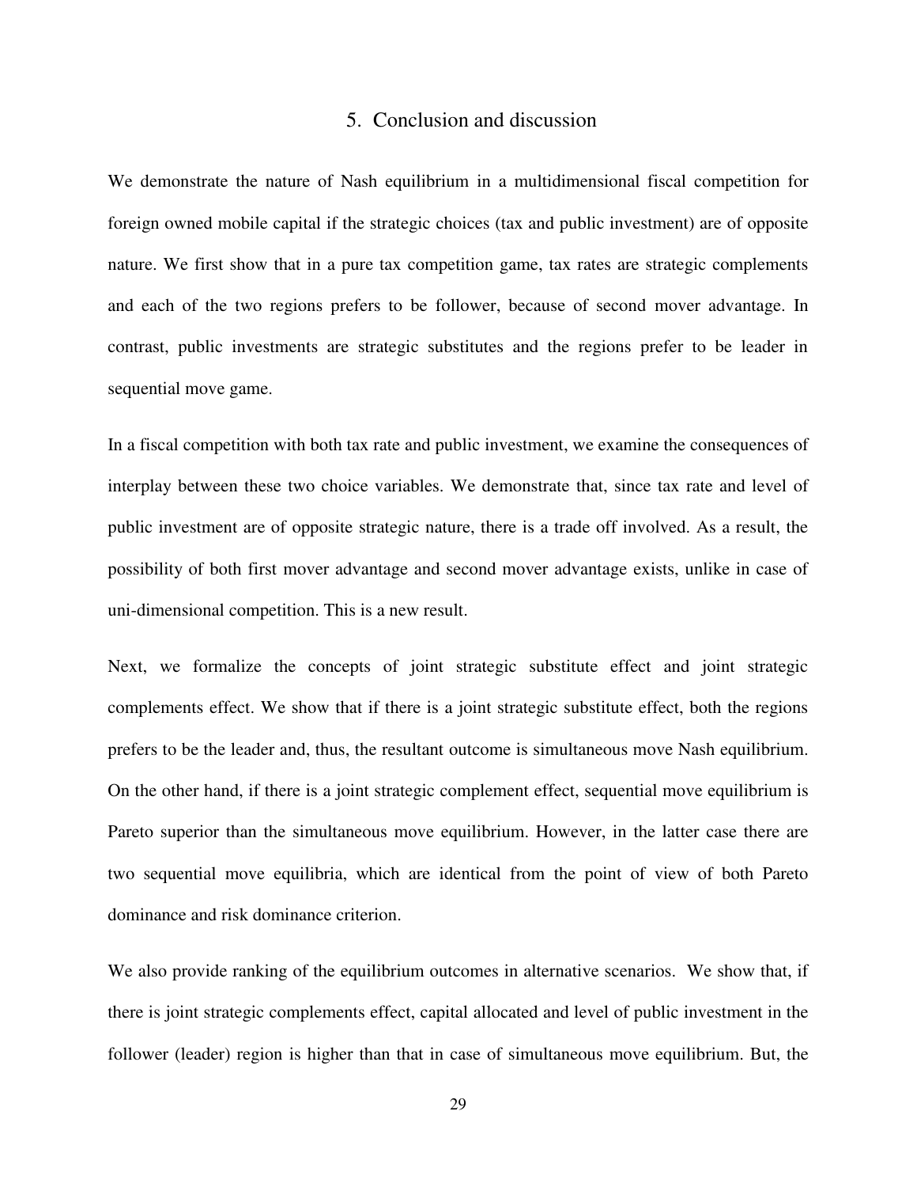## 5. Conclusion and discussion

We demonstrate the nature of Nash equilibrium in a multidimensional fiscal competition for foreign owned mobile capital if the strategic choices (tax and public investment) are of opposite nature. We first show that in a pure tax competition game, tax rates are strategic complements and each of the two regions prefers to be follower, because of second mover advantage. In contrast, public investments are strategic substitutes and the regions prefer to be leader in sequential move game.

In a fiscal competition with both tax rate and public investment, we examine the consequences of interplay between these two choice variables. We demonstrate that, since tax rate and level of public investment are of opposite strategic nature, there is a trade off involved. As a result, the possibility of both first mover advantage and second mover advantage exists, unlike in case of uni-dimensional competition. This is a new result.

Next, we formalize the concepts of joint strategic substitute effect and joint strategic complements effect. We show that if there is a joint strategic substitute effect, both the regions prefers to be the leader and, thus, the resultant outcome is simultaneous move Nash equilibrium. On the other hand, if there is a joint strategic complement effect, sequential move equilibrium is Pareto superior than the simultaneous move equilibrium. However, in the latter case there are two sequential move equilibria, which are identical from the point of view of both Pareto dominance and risk dominance criterion.

We also provide ranking of the equilibrium outcomes in alternative scenarios. We show that, if there is joint strategic complements effect, capital allocated and level of public investment in the follower (leader) region is higher than that in case of simultaneous move equilibrium. But, the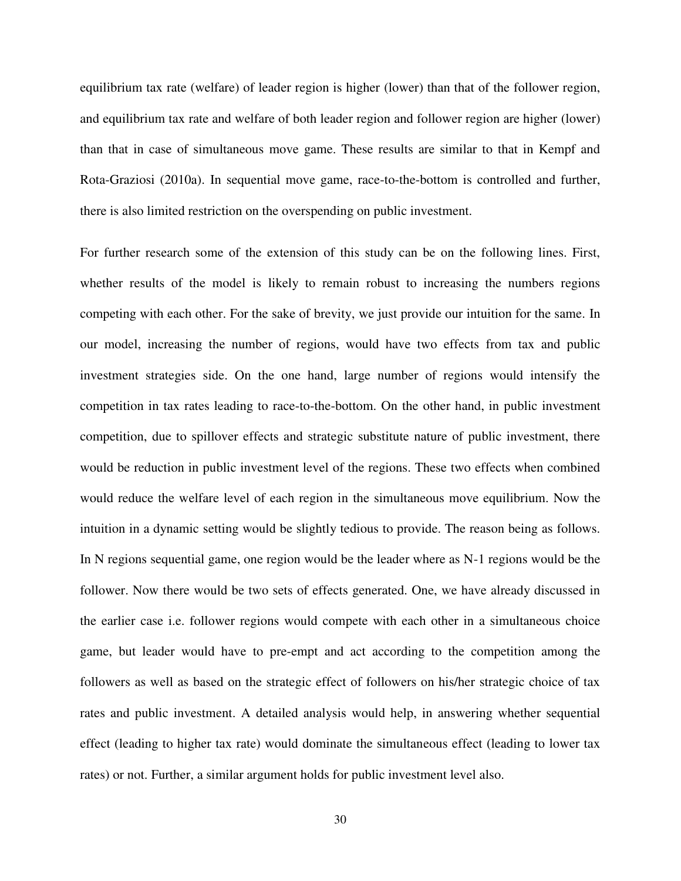equilibrium tax rate (welfare) of leader region is higher (lower) than that of the follower region, and equilibrium tax rate and welfare of both leader region and follower region are higher (lower) than that in case of simultaneous move game. These results are similar to that in Kempf and Rota-Graziosi (2010a). In sequential move game, race-to-the-bottom is controlled and further, there is also limited restriction on the overspending on public investment.

For further research some of the extension of this study can be on the following lines. First, whether results of the model is likely to remain robust to increasing the numbers regions competing with each other. For the sake of brevity, we just provide our intuition for the same. In our model, increasing the number of regions, would have two effects from tax and public investment strategies side. On the one hand, large number of regions would intensify the competition in tax rates leading to race-to-the-bottom. On the other hand, in public investment competition, due to spillover effects and strategic substitute nature of public investment, there would be reduction in public investment level of the regions. These two effects when combined would reduce the welfare level of each region in the simultaneous move equilibrium. Now the intuition in a dynamic setting would be slightly tedious to provide. The reason being as follows. In N regions sequential game, one region would be the leader where as N-1 regions would be the follower. Now there would be two sets of effects generated. One, we have already discussed in the earlier case i.e. follower regions would compete with each other in a simultaneous choice game, but leader would have to pre-empt and act according to the competition among the followers as well as based on the strategic effect of followers on his/her strategic choice of tax rates and public investment. A detailed analysis would help, in answering whether sequential effect (leading to higher tax rate) would dominate the simultaneous effect (leading to lower tax rates) or not. Further, a similar argument holds for public investment level also.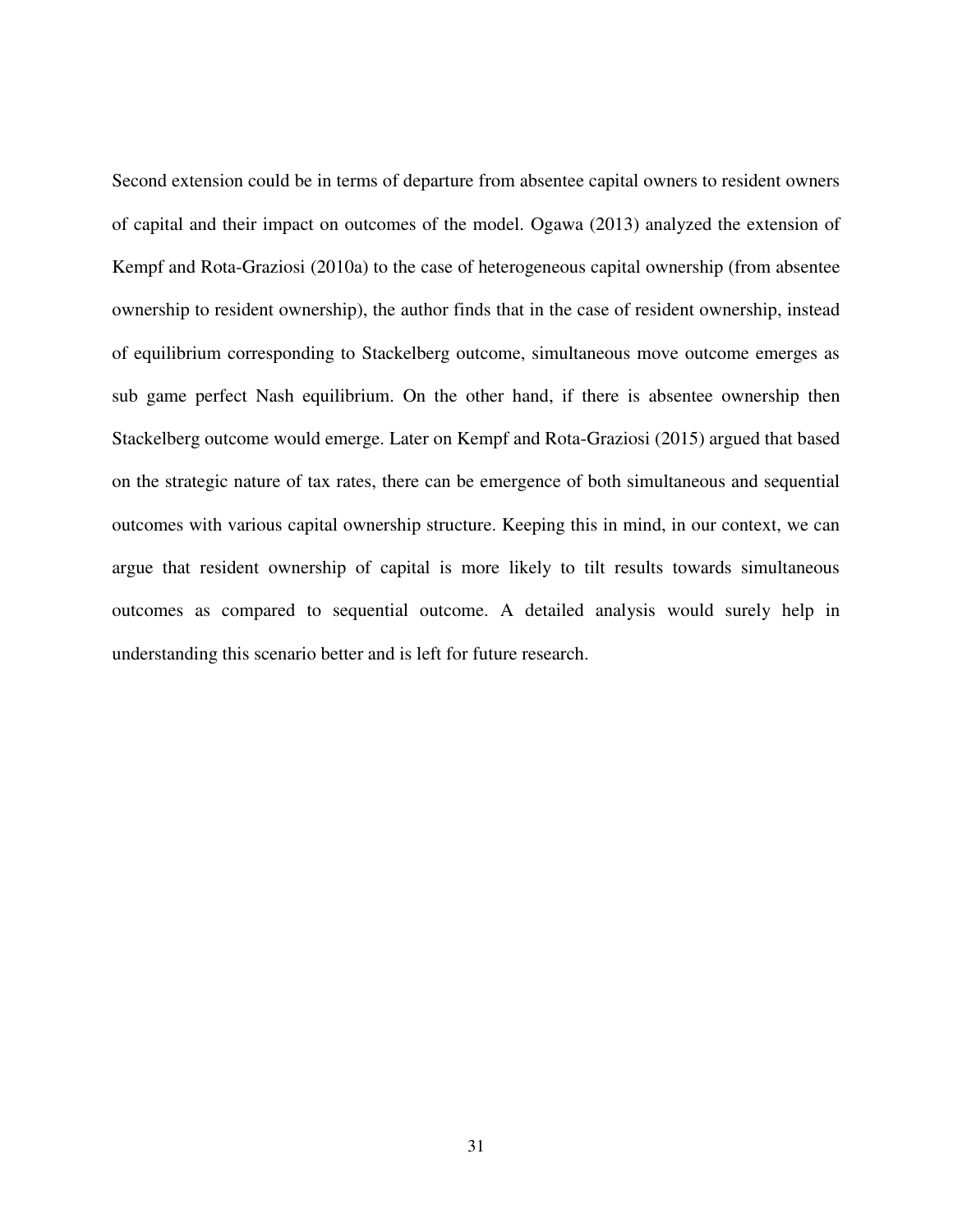Second extension could be in terms of departure from absentee capital owners to resident owners of capital and their impact on outcomes of the model. Ogawa (2013) analyzed the extension of Kempf and Rota-Graziosi (2010a) to the case of heterogeneous capital ownership (from absentee ownership to resident ownership), the author finds that in the case of resident ownership, instead of equilibrium corresponding to Stackelberg outcome, simultaneous move outcome emerges as sub game perfect Nash equilibrium. On the other hand, if there is absentee ownership then Stackelberg outcome would emerge. Later on Kempf and Rota-Graziosi (2015) argued that based on the strategic nature of tax rates, there can be emergence of both simultaneous and sequential outcomes with various capital ownership structure. Keeping this in mind, in our context, we can argue that resident ownership of capital is more likely to tilt results towards simultaneous outcomes as compared to sequential outcome. A detailed analysis would surely help in understanding this scenario better and is left for future research.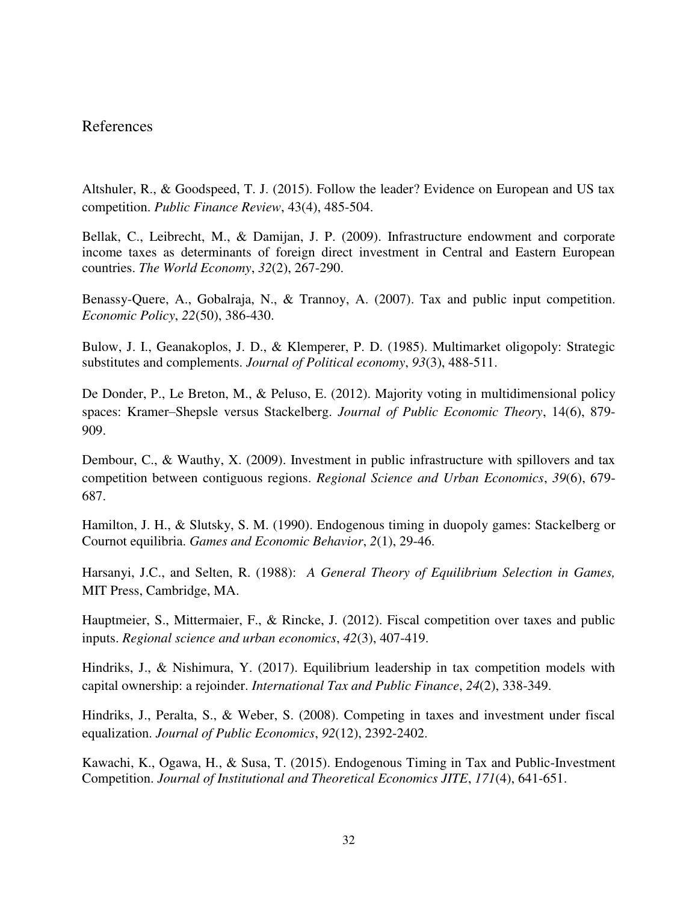## References

Altshuler, R., & Goodspeed, T. J. (2015). Follow the leader? Evidence on European and US tax competition. *Public Finance Review*, 43(4), 485-504.

Bellak, C., Leibrecht, M., & Damijan, J. P. (2009). Infrastructure endowment and corporate income taxes as determinants of foreign direct investment in Central and Eastern European countries. *The World Economy*, *32*(2), 267-290.

Benassy-Quere, A., Gobalraja, N., & Trannoy, A. (2007). Tax and public input competition. *Economic Policy*, *22*(50), 386-430.

Bulow, J. I., Geanakoplos, J. D., & Klemperer, P. D. (1985). Multimarket oligopoly: Strategic substitutes and complements. *Journal of Political economy*, *93*(3), 488-511.

De Donder, P., Le Breton, M., & Peluso, E. (2012). Majority voting in multidimensional policy spaces: Kramer–Shepsle versus Stackelberg. *Journal of Public Economic Theory*, 14(6), 879-909.

Dembour, C., & Wauthy, X. (2009). Investment in public infrastructure with spillovers and tax competition between contiguous regions. *Regional Science and Urban Economics*, *39*(6), 679-687.

Hamilton, J. H., & Slutsky, S. M. (1990). Endogenous timing in duopoly games: Stackelberg or Cournot equilibria. *Games and Economic Behavior*, *2*(1), 29-46.

Harsanyi, J.C., and Selten, R. (1988): *A General Theory of Equilibrium Selection in Games,* MIT Press, Cambridge, MA.

Hauptmeier, S., Mittermaier, F., & Rincke, J. (2012). Fiscal competition over taxes and public inputs. *Regional science and urban economics*, *42*(3), 407-419.

Hindriks, J., & Nishimura, Y. (2017). Equilibrium leadership in tax competition models with capital ownership: a rejoinder. *International Tax and Public Finance*, *24*(2), 338-349.

Hindriks, J., Peralta, S., & Weber, S. (2008). Competing in taxes and investment under fiscal equalization. *Journal of Public Economics*, *92*(12), 2392-2402.

Kawachi, K., Ogawa, H., & Susa, T. (2015). Endogenous Timing in Tax and Public-Investment Competition. *Journal of Institutional and Theoretical Economics JITE*, *171*(4), 641-651.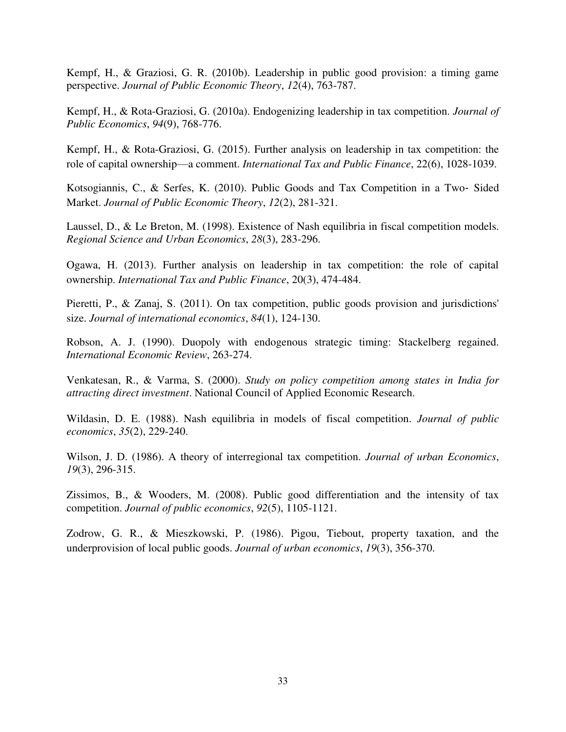Kempf, H., & Graziosi, G. R. (2010b). Leadership in public good provision: a timing game perspective. *Journal of Public Economic Theory*, *12*(4), 763-787.

Kempf, H., & Rota-Graziosi, G. (2010a). Endogenizing leadership in tax competition. *Journal of Public Economics*, *94*(9), 768-776.

Kempf, H., & Rota-Graziosi, G. (2015). Further analysis on leadership in tax competition: the role of capital ownership—a comment. *International Tax and Public Finance*, 22(6), 1028-1039.

Kotsogiannis, C., & Serfes, K. (2010). Public Goods and Tax Competition in a Two- Sided Market. *Journal of Public Economic Theory*, *12*(2), 281-321.

Laussel, D., & Le Breton, M. (1998). Existence of Nash equilibria in fiscal competition models. *Regional Science and Urban Economics*, *28*(3), 283-296.

Ogawa, H. (2013). Further analysis on leadership in tax competition: the role of capital ownership. *International Tax and Public Finance*, 20(3), 474-484.

Pieretti, P., & Zanaj, S. (2011). On tax competition, public goods provision and jurisdictions' size. *Journal of international economics*, *84*(1), 124-130.

Robson, A. J. (1990). Duopoly with endogenous strategic timing: Stackelberg regained. *International Economic Review*, 263-274.

Venkatesan, R., & Varma, S. (2000). *Study on policy competition among states in India for attracting direct investment*. National Council of Applied Economic Research.

Wildasin, D. E. (1988). Nash equilibria in models of fiscal competition. *Journal of public economics*, *35*(2), 229-240.

Wilson, J. D. (1986). A theory of interregional tax competition. *Journal of urban Economics*, *19*(3), 296-315.

Zissimos, B., & Wooders, M. (2008). Public good differentiation and the intensity of tax competition. *Journal of public economics*, *92*(5), 1105-1121.

Zodrow, G. R., & Mieszkowski, P. (1986). Pigou, Tiebout, property taxation, and the underprovision of local public goods. *Journal of urban economics*, *19*(3), 356-370.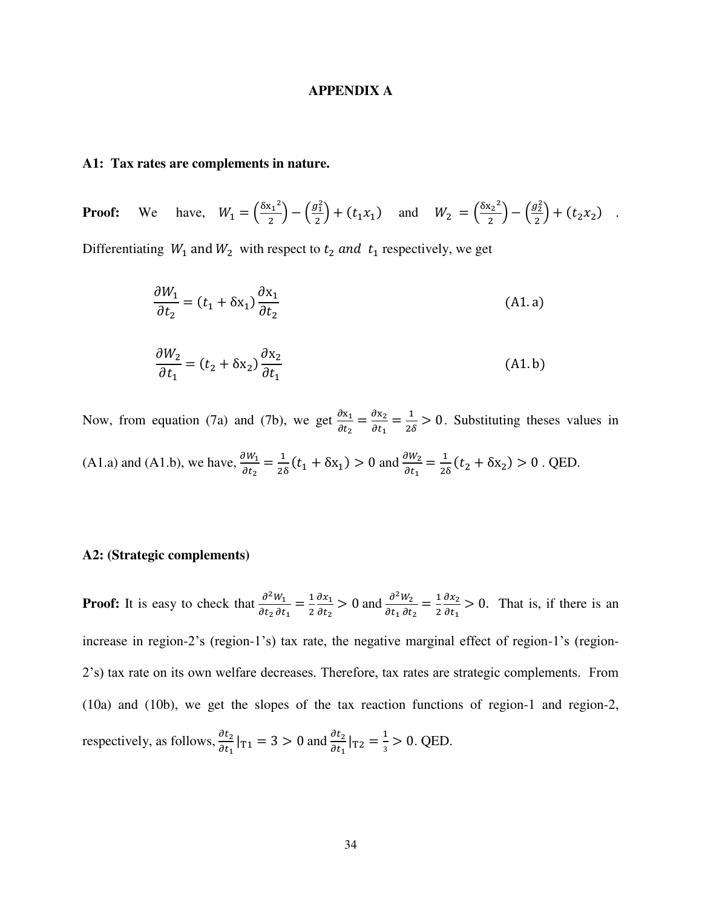# APPENDIX A

**A1: Tax rates are complements in nature.**

**Proof:** We have, $W_1 = \left(\frac{\delta x_1{}^2}{2}\right) - \left(\frac{g_1^2}{2}\right) + (t_1 x_1)$ and $W_2 = \left(\frac{\delta x_2{}^2}{2}\right) - \left(\frac{g_2^2}{2}\right) + (t_2 x_2)$ . Differentiating $W_1$ and $W_2$ with respect to $t_2$ *and* $t_1$ respectively, we get

$$\frac{\partial W_1}{\partial t_2} = (t_1 + \delta x_1)\frac{\partial x_1}{\partial t_2} \quad \text{(A1.a)}$$

$$\frac{\partial W_2}{\partial t_1} = (t_2 + \delta x_2)\frac{\partial x_2}{\partial t_1} \quad \text{(A1.b)}$$

Now, from equation (7a) and (7b), we get $\frac{\partial x_1}{\partial t_2} = \frac{\partial x_2}{\partial t_1} = \frac{1}{2\delta} > 0$. Substituting theses values in (A1.a) and (A1.b), we have, $\frac{\partial W_1}{\partial t_2} = \frac{1}{2\delta}(t_1 + \delta x_1) > 0$ and $\frac{\partial W_2}{\partial t_1} = \frac{1}{2\delta}(t_2 + \delta x_2) > 0$ . QED.

**A2: (Strategic complements)**

**Proof:** It is easy to check that $\frac{\partial^2 W_1}{\partial t_2\, \partial t_1} = \frac{1}{2}\frac{\partial x_1}{\partial t_2} > 0$ and $\frac{\partial^2 W_2}{\partial t_1\, \partial t_2} = \frac{1}{2}\frac{\partial x_2}{\partial t_1} > 0$. That is, if there is an increase in region-2's (region-1's) tax rate, the negative marginal effect of region-1's (region-2's) tax rate on its own welfare decreases. Therefore, tax rates are strategic complements. From (10a) and (10b), we get the slopes of the tax reaction functions of region-1 and region-2, respectively, as follows, $\frac{\partial t_2}{\partial t_1}|_{T1} = 3 > 0$ and $\frac{\partial t_2}{\partial t_1}|_{T2} = \frac{1}{3} > 0$. QED.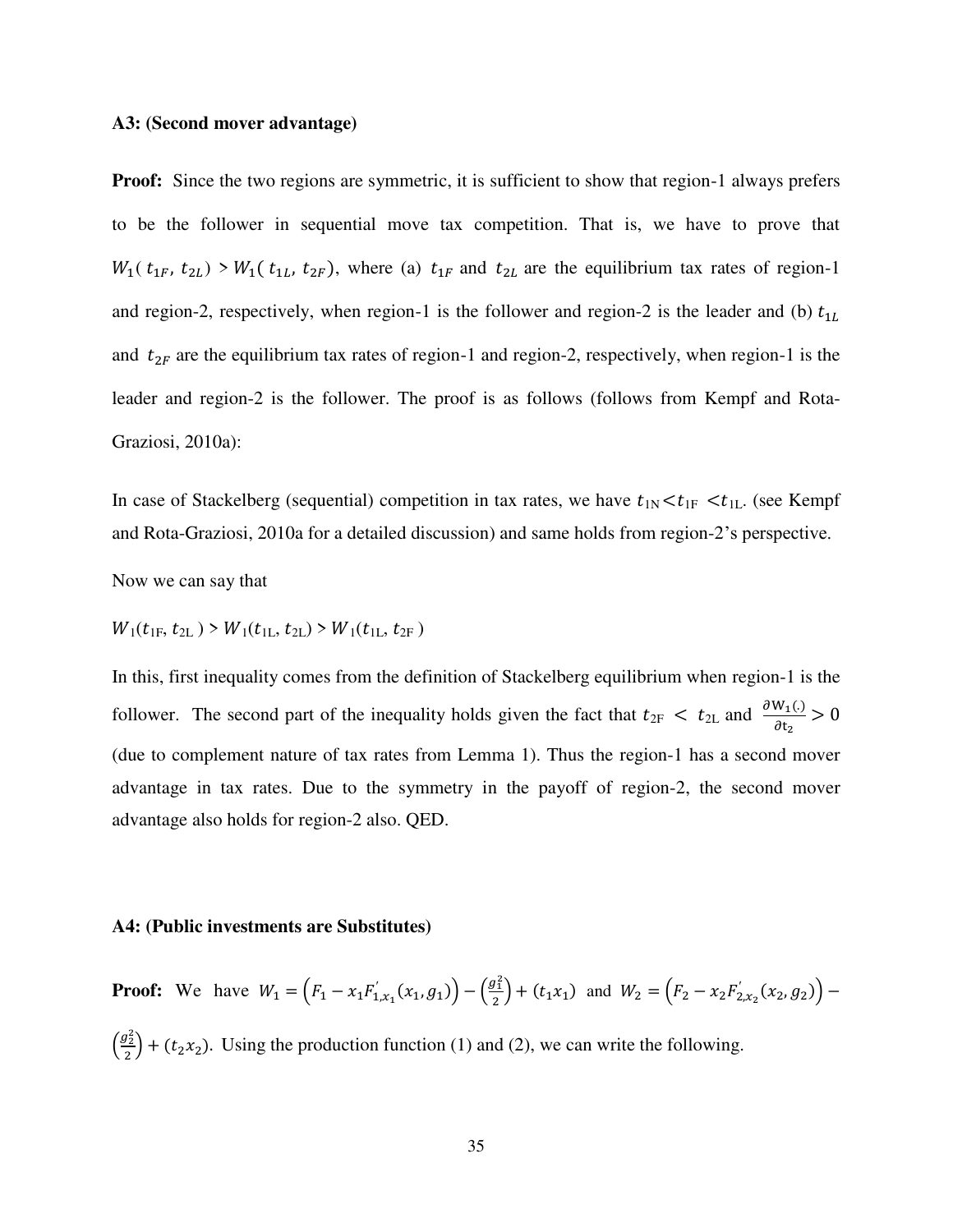**A3: (Second mover advantage)**

**Proof:** Since the two regions are symmetric, it is sufficient to show that region-1 always prefers to be the follower in sequential move tax competition. That is, we have to prove that $W_1(t_{1F}, t_{2L}) > W_1(t_{1L}, t_{2F})$, where (a) $t_{1F}$ and $t_{2L}$ are the equilibrium tax rates of region-1 and region-2, respectively, when region-1 is the follower and region-2 is the leader and (b) $t_{1L}$ and $t_{2F}$ are the equilibrium tax rates of region-1 and region-2, respectively, when region-1 is the leader and region-2 is the follower. The proof is as follows (follows from Kempf and Rota-Graziosi, 2010a):

In case of Stackelberg (sequential) competition in tax rates, we have $t_{1N} < t_{1F} < t_{1L}$. (see Kempf and Rota-Graziosi, 2010a for a detailed discussion) and same holds from region-2's perspective.

Now we can say that

$W_1(t_{1F}, t_{2L}) > W_1(t_{1L}, t_{2L}) > W_1(t_{1L}, t_{2F})$

In this, first inequality comes from the definition of Stackelberg equilibrium when region-1 is the follower. The second part of the inequality holds given the fact that $t_{2F} < t_{2L}$ and $\frac{\partial W_1(.)}{\partial t_2} > 0$ (due to complement nature of tax rates from Lemma 1). Thus the region-1 has a second mover advantage in tax rates. Due to the symmetry in the payoff of region-2, the second mover advantage also holds for region-2 also. QED.

**A4: (Public investments are Substitutes)**

**Proof:** We have $W_1 = \left(F_1 - x_1 F'_{1,x_1}(x_1, g_1)\right) - \left(\frac{g_1^2}{2}\right) + (t_1 x_1)$ and $W_2 = \left(F_2 - x_2 F'_{2,x_2}(x_2, g_2)\right) - \left(\frac{g_2^2}{2}\right) + (t_2 x_2)$. Using the production function (1) and (2), we can write the following.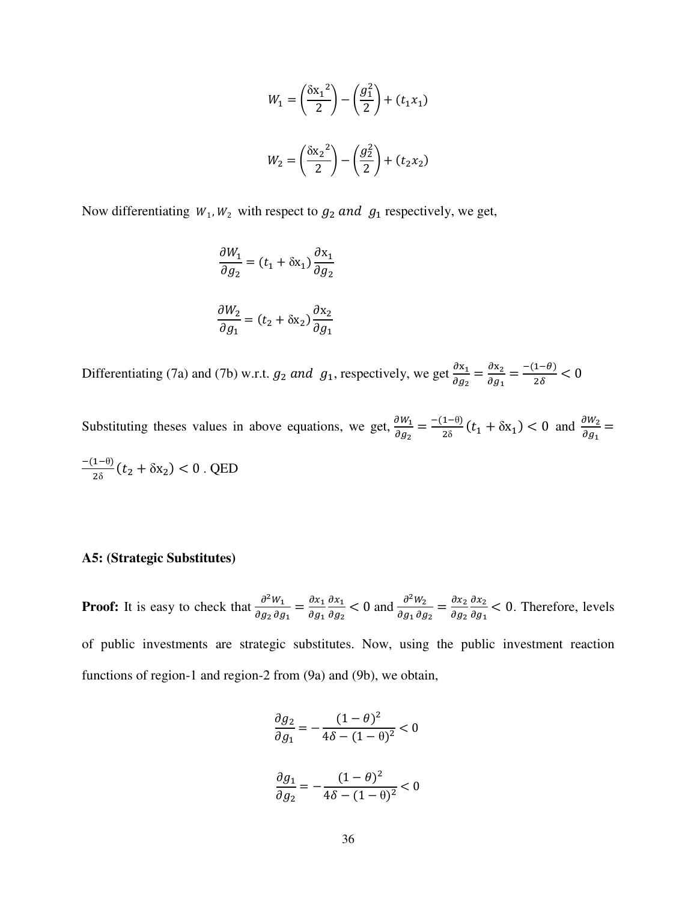$$W_1 = \left(\frac{\delta x_1{}^2}{2}\right) - \left(\frac{g_1^2}{2}\right) + (t_1 x_1)$$

$$W_2 = \left(\frac{\delta x_2{}^2}{2}\right) - \left(\frac{g_2^2}{2}\right) + (t_2 x_2)$$

Now differentiating $W_1, W_2$ with respect to $g_2$ *and* $g_1$ respectively, we get,

$$\frac{\partial W_1}{\partial g_2} = (t_1 + \delta x_1)\frac{\partial x_1}{\partial g_2}$$

$$\frac{\partial W_2}{\partial g_1} = (t_2 + \delta x_2)\frac{\partial x_2}{\partial g_1}$$

Differentiating (7a) and (7b) w.r.t. $g_2$ *and* $g_1$, respectively, we get $\frac{\partial x_1}{\partial g_2} = \frac{\partial x_2}{\partial g_1} = \frac{-(1-\theta)}{2\delta} < 0$

Substituting theses values in above equations, we get, $\frac{\partial W_1}{\partial g_2} = \frac{-(1-\theta)}{2\delta}(t_1 + \delta x_1) < 0$ and $\frac{\partial W_2}{\partial g_1} = \frac{-(1-\theta)}{2\delta}(t_2 + \delta x_2) < 0$ . QED

**A5: (Strategic Substitutes)**

**Proof:** It is easy to check that $\frac{\partial^2 W_1}{\partial g_2 \partial g_1} = \frac{\partial x_1}{\partial g_1}\frac{\partial x_1}{\partial g_2} < 0$ and $\frac{\partial^2 W_2}{\partial g_1 \partial g_2} = \frac{\partial x_2}{\partial g_2}\frac{\partial x_2}{\partial g_1} < 0$. Therefore, levels of public investments are strategic substitutes. Now, using the public investment reaction functions of region-1 and region-2 from (9a) and (9b), we obtain,

$$\frac{\partial g_2}{\partial g_1} = -\frac{(1-\theta)^2}{4\delta - (1-\theta)^2} < 0$$

$$\frac{\partial g_1}{\partial g_2} = -\frac{(1-\theta)^2}{4\delta - (1-\theta)^2} < 0$$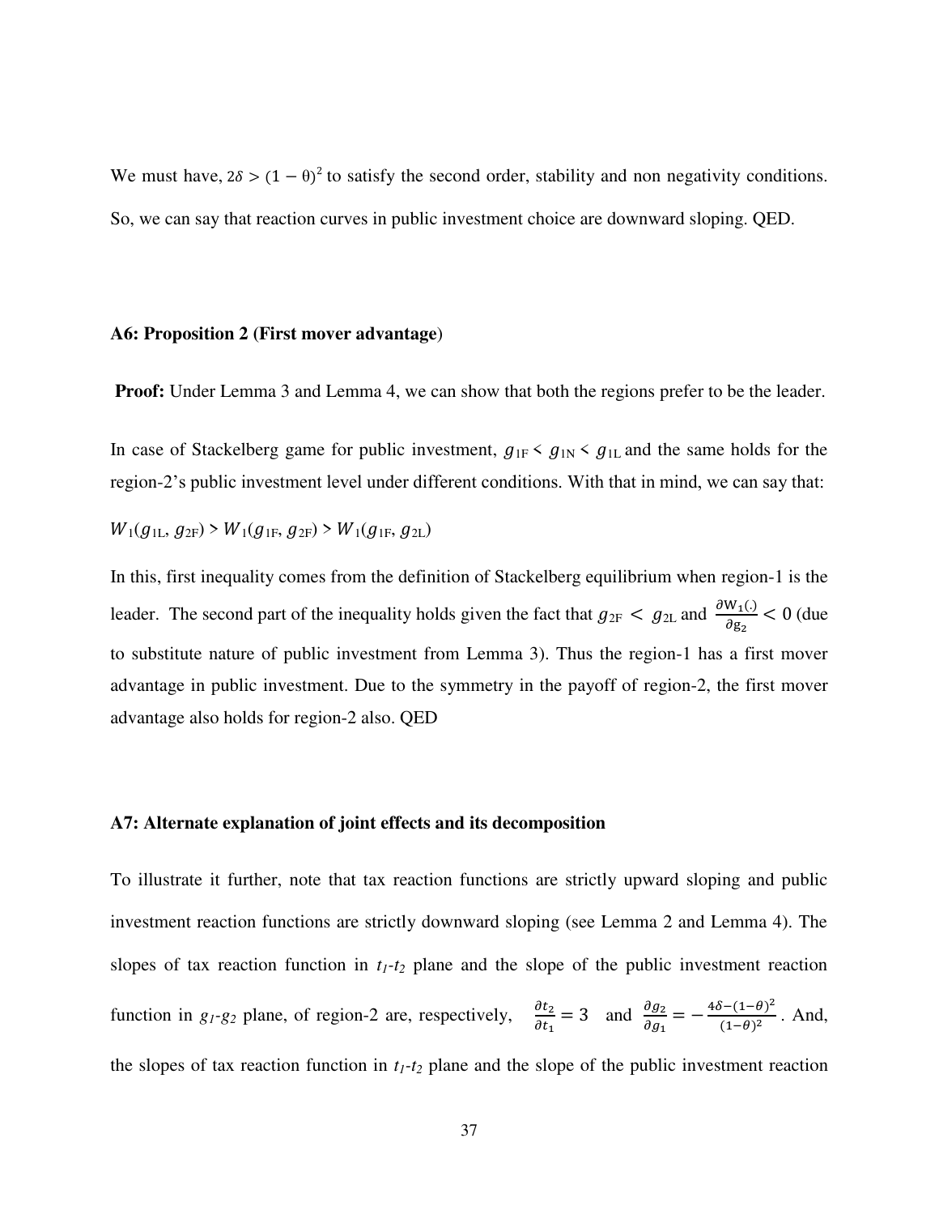We must have, $2\delta > (1-\theta)^2$ to satisfy the second order, stability and non negativity conditions. So, we can say that reaction curves in public investment choice are downward sloping. QED.

### A6: Proposition 2 (First mover advantage)

**Proof:** Under Lemma 3 and Lemma 4, we can show that both the regions prefer to be the leader.

In case of Stackelberg game for public investment, $g_{1F} < g_{1N} < g_{1L}$ and the same holds for the region-2's public investment level under different conditions. With that in mind, we can say that:

$W_1(g_{1L}, g_{2F}) > W_1(g_{1F}, g_{2F}) > W_1(g_{1F}, g_{2L})$

In this, first inequality comes from the definition of Stackelberg equilibrium when region-1 is the leader. The second part of the inequality holds given the fact that $g_{2F} < g_{2L}$ and $\frac{\partial W_1(.)}{\partial g_2} < 0$ (due to substitute nature of public investment from Lemma 3). Thus the region-1 has a first mover advantage in public investment. Due to the symmetry in the payoff of region-2, the first mover advantage also holds for region-2 also. QED

### A7: Alternate explanation of joint effects and its decomposition

To illustrate it further, note that tax reaction functions are strictly upward sloping and public investment reaction functions are strictly downward sloping (see Lemma 2 and Lemma 4). The slopes of tax reaction function in $t_1$-$t_2$ plane and the slope of the public investment reaction function in $g_1$-$g_2$ plane, of region-2 are, respectively, $\frac{\partial t_2}{\partial t_1} = 3$ and $\frac{\partial g_2}{\partial g_1} = -\frac{4\delta-(1-\theta)^2}{(1-\theta)^2}$. And, the slopes of tax reaction function in $t_1$-$t_2$ plane and the slope of the public investment reaction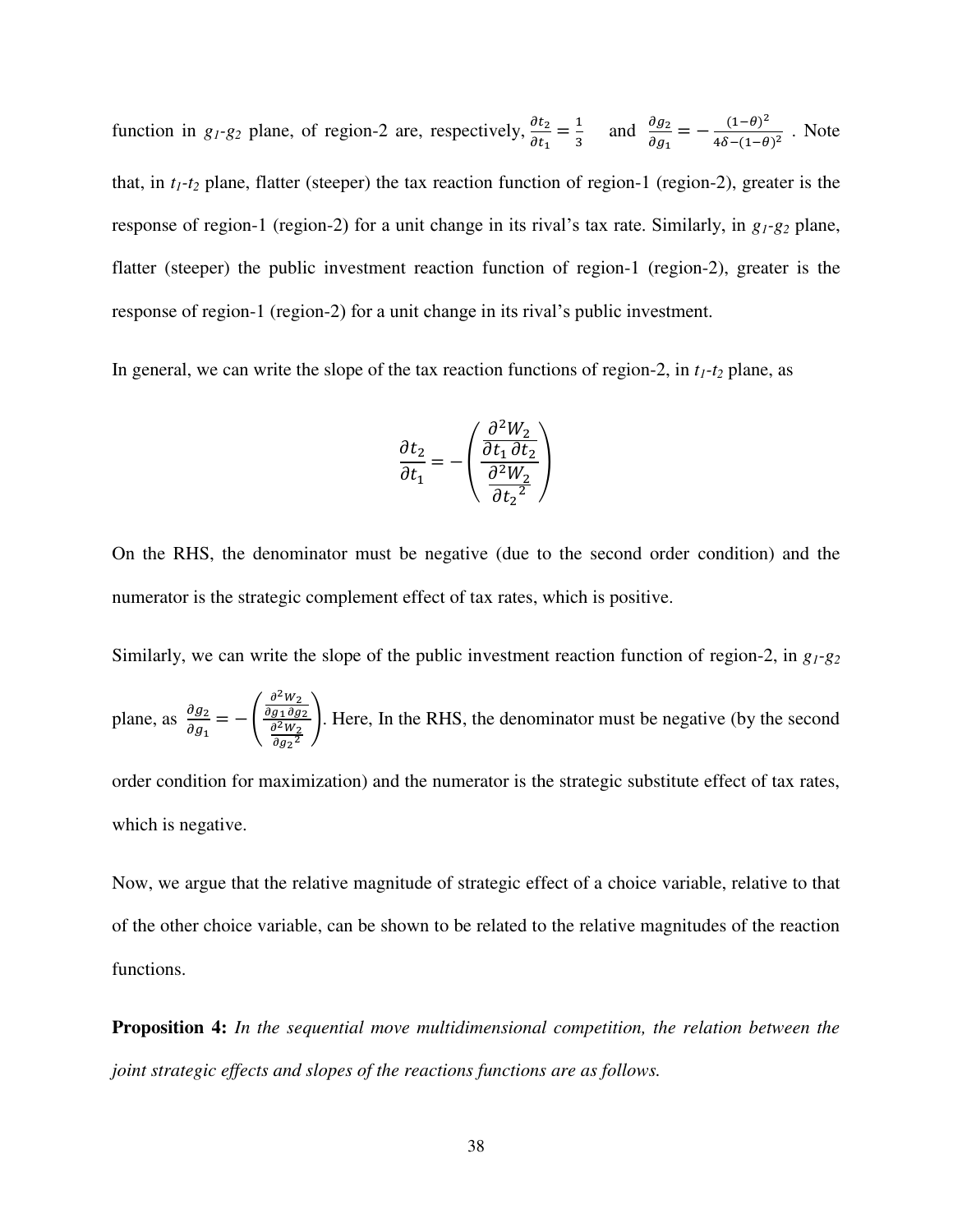function in $g_1$-$g_2$ plane, of region-2 are, respectively, $\frac{\partial t_2}{\partial t_1} = \frac{1}{3}$ and $\frac{\partial g_2}{\partial g_1} = -\frac{(1-\theta)^2}{4\delta-(1-\theta)^2}$ . Note that, in $t_1$-$t_2$ plane, flatter (steeper) the tax reaction function of region-1 (region-2), greater is the response of region-1 (region-2) for a unit change in its rival's tax rate. Similarly, in $g_1$-$g_2$ plane, flatter (steeper) the public investment reaction function of region-1 (region-2), greater is the response of region-1 (region-2) for a unit change in its rival's public investment.

In general, we can write the slope of the tax reaction functions of region-2, in $t_1$-$t_2$ plane, as

$$\frac{\partial t_2}{\partial t_1} = -\left(\frac{\dfrac{\partial^2 W_2}{\partial t_1 \, \partial t_2}}{\dfrac{\partial^2 W_2}{\partial {t_2}^2}}\right)$$

On the RHS, the denominator must be negative (due to the second order condition) and the numerator is the strategic complement effect of tax rates, which is positive.

Similarly, we can write the slope of the public investment reaction function of region-2, in $g_1$-$g_2$ plane, as $\frac{\partial g_2}{\partial g_1} = -\left(\frac{\frac{\partial^2 W_2}{\partial g_1 \partial g_2}}{\frac{\partial^2 W_2}{\partial {g_2}^2}}\right)$. Here, In the RHS, the denominator must be negative (by the second order condition for maximization) and the numerator is the strategic substitute effect of tax rates, which is negative.

Now, we argue that the relative magnitude of strategic effect of a choice variable, relative to that of the other choice variable, can be shown to be related to the relative magnitudes of the reaction functions.

**Proposition 4:** *In the sequential move multidimensional competition, the relation between the joint strategic effects and slopes of the reactions functions are as follows.*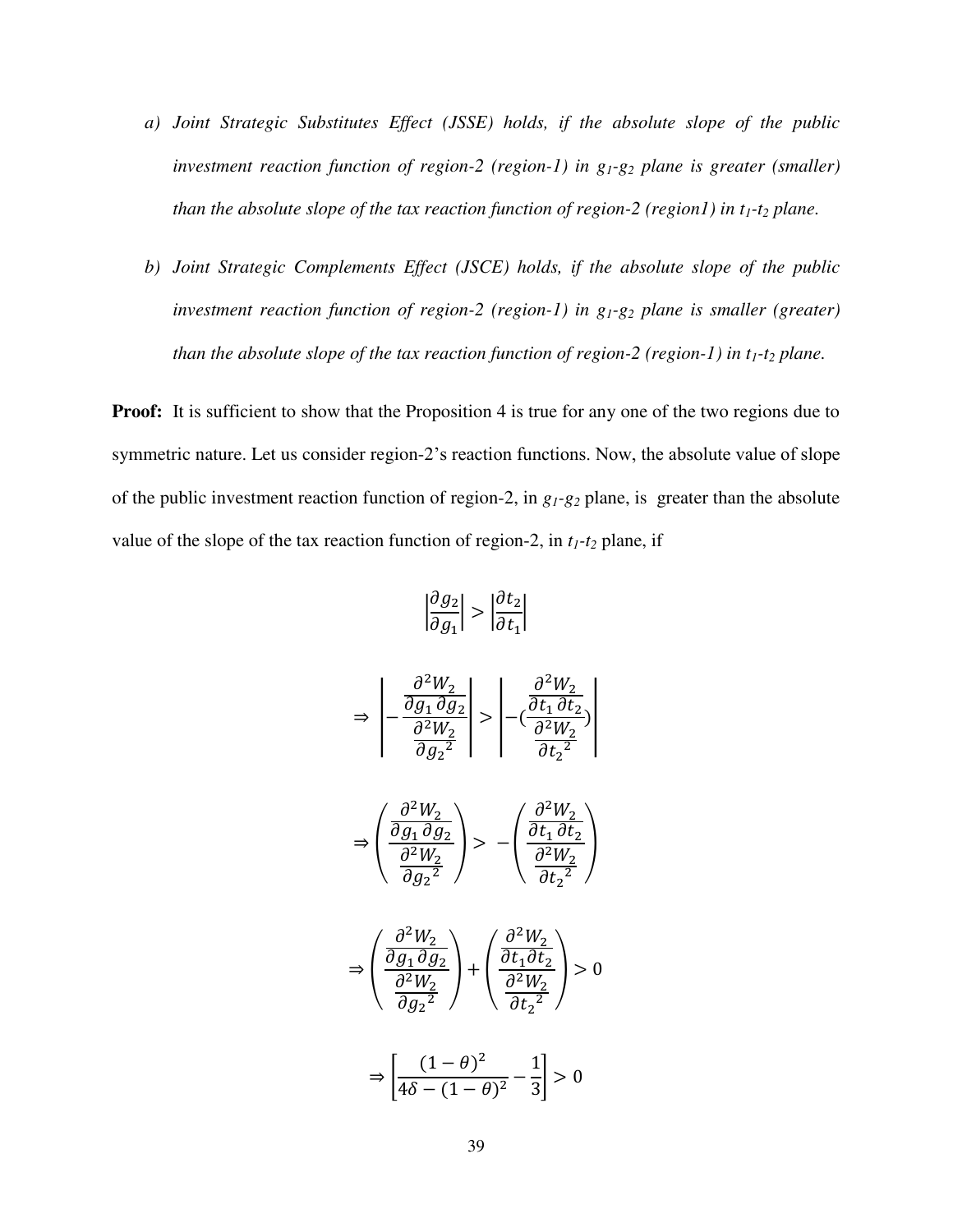a) *Joint Strategic Substitutes Effect (JSSE) holds, if the absolute slope of the public investment reaction function of region-2 (region-1) in $g_1$-$g_2$ plane is greater (smaller) than the absolute slope of the tax reaction function of region-2 (region1) in $t_1$-$t_2$ plane.*

b) *Joint Strategic Complements Effect (JSCE) holds, if the absolute slope of the public investment reaction function of region-2 (region-1) in $g_1$-$g_2$ plane is smaller (greater) than the absolute slope of the tax reaction function of region-2 (region-1) in $t_1$-$t_2$ plane.*

**Proof:** It is sufficient to show that the Proposition 4 is true for any one of the two regions due to symmetric nature. Let us consider region-2's reaction functions. Now, the absolute value of slope of the public investment reaction function of region-2, in $g_1$-$g_2$ plane, is greater than the absolute value of the slope of the tax reaction function of region-2, in $t_1$-$t_2$ plane, if

$$\left|\frac{\partial g_2}{\partial g_1}\right| > \left|\frac{\partial t_2}{\partial t_1}\right|$$

$$\Rightarrow \left| -\frac{\frac{\partial^2 W_2}{\partial g_1 \partial g_2}}{\frac{\partial^2 W_2}{\partial {g_2}^2}} \right| > \left| -\left(\frac{\frac{\partial^2 W_2}{\partial t_1 \partial t_2}}{\frac{\partial^2 W_2}{\partial {t_2}^2}}\right) \right|$$

$$\Rightarrow \left( \frac{\frac{\partial^2 W_2}{\partial g_1 \partial g_2}}{\frac{\partial^2 W_2}{\partial {g_2}^2}} \right) > -\left( \frac{\frac{\partial^2 W_2}{\partial t_1 \partial t_2}}{\frac{\partial^2 W_2}{\partial {t_2}^2}} \right)$$

$$\Rightarrow \left( \frac{\frac{\partial^2 W_2}{\partial g_1 \partial g_2}}{\frac{\partial^2 W_2}{\partial {g_2}^2}} \right) + \left( \frac{\frac{\partial^2 W_2}{\partial t_1 \partial t_2}}{\frac{\partial^2 W_2}{\partial {t_2}^2}} \right) > 0$$

$$\Rightarrow \left[ \frac{(1-\theta)^2}{4\delta - (1-\theta)^2} - \frac{1}{3} \right] > 0$$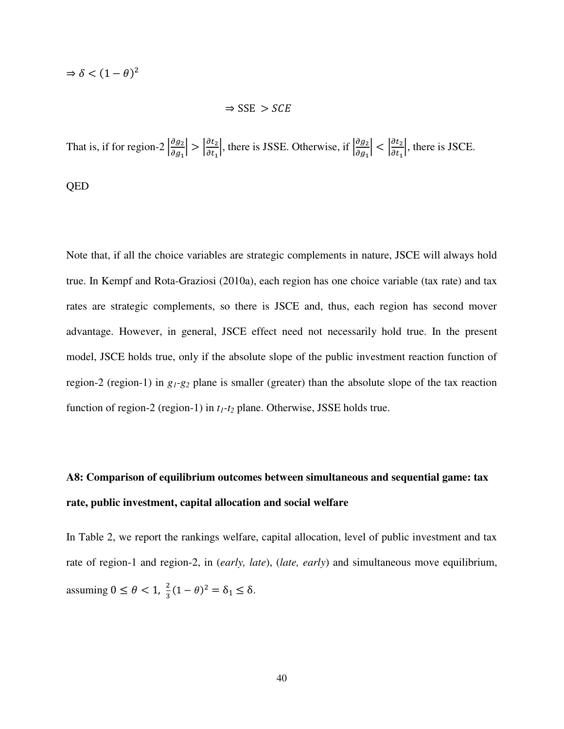$\Rightarrow \delta < (1-\theta)^2$

$$\Rightarrow \text{SSE } > SCE$$

That is, if for region-2 $\left|\frac{\partial g_2}{\partial g_1}\right| > \left|\frac{\partial t_2}{\partial t_1}\right|$, there is JSSE. Otherwise, if $\left|\frac{\partial g_2}{\partial g_1}\right| < \left|\frac{\partial t_2}{\partial t_1}\right|$, there is JSCE.

QED

Note that, if all the choice variables are strategic complements in nature, JSCE will always hold true. In Kempf and Rota-Graziosi (2010a), each region has one choice variable (tax rate) and tax rates are strategic complements, so there is JSCE and, thus, each region has second mover advantage. However, in general, JSCE effect need not necessarily hold true. In the present model, JSCE holds true, only if the absolute slope of the public investment reaction function of region-2 (region-1) in $g_1$-$g_2$ plane is smaller (greater) than the absolute slope of the tax reaction function of region-2 (region-1) in $t_1$-$t_2$ plane. Otherwise, JSSE holds true.

**A8: Comparison of equilibrium outcomes between simultaneous and sequential game: tax rate, public investment, capital allocation and social welfare**

In Table 2, we report the rankings welfare, capital allocation, level of public investment and tax rate of region-1 and region-2, in (*early, late*), (*late, early*) and simultaneous move equilibrium, assuming $0 \leq \theta < 1$, $\frac{2}{3}(1-\theta)^2 = \delta_1 \leq \delta$.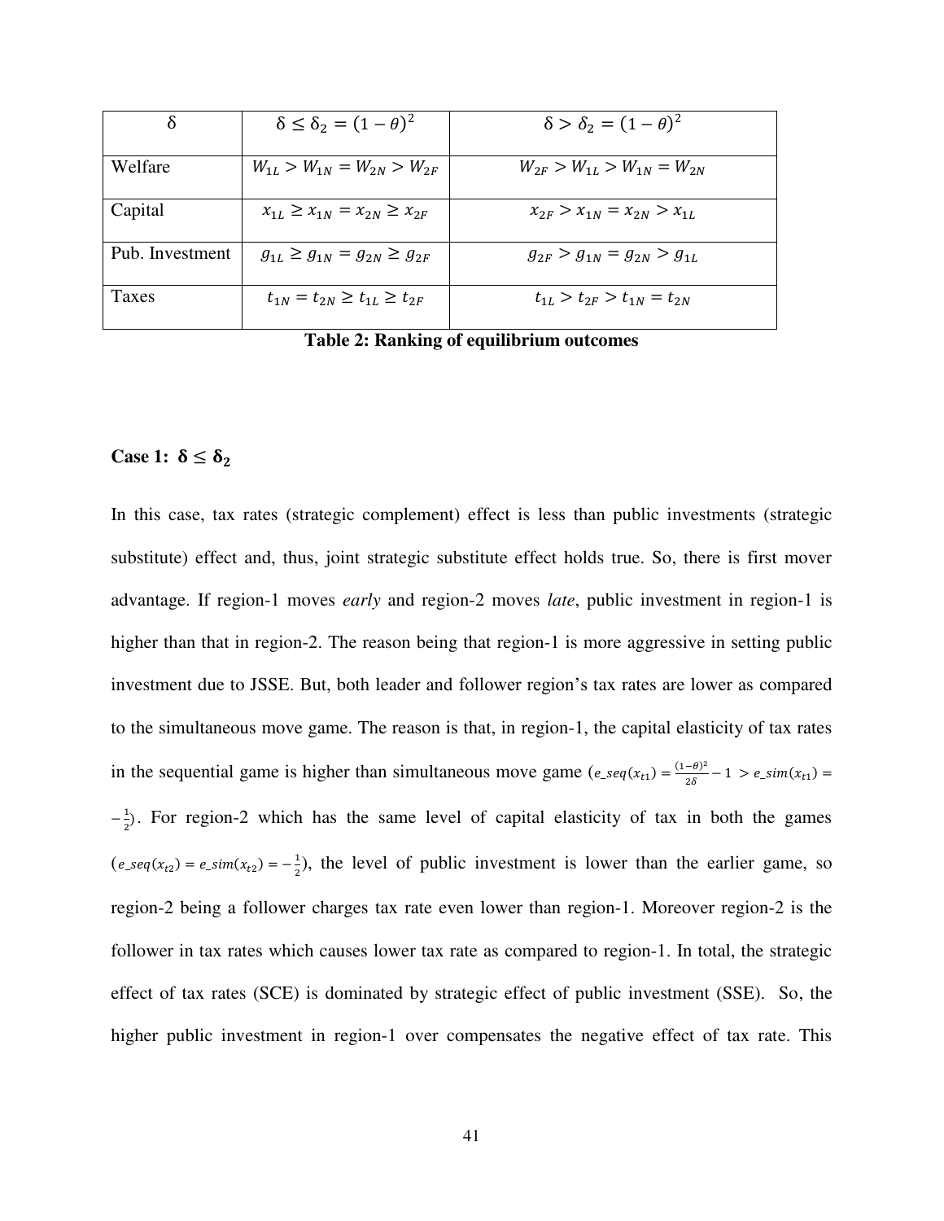| $\delta$ | $\delta \leq \delta_2 = (1-\theta)^2$ | $\delta > \delta_2 = (1-\theta)^2$ |
|---|---|---|
| Welfare | $W_{1L} > W_{1N} = W_{2N} > W_{2F}$ | $W_{2F} > W_{1L} > W_{1N} = W_{2N}$ |
| Capital | $x_{1L} \geq x_{1N} = x_{2N} \geq x_{2F}$ | $x_{2F} > x_{1N} = x_{2N} > x_{1L}$ |
| Pub. Investment | $g_{1L} \geq g_{1N} = g_{2N} \geq g_{2F}$ | $g_{2F} > g_{1N} = g_{2N} > g_{1L}$ |
| Taxes | $t_{1N} = t_{2N} \geq t_{1L} \geq t_{2F}$ | $t_{1L} > t_{2F} > t_{1N} = t_{2N}$ |

**Table 2: Ranking of equilibrium outcomes**

**Case 1: $\delta \leq \delta_2$**

In this case, tax rates (strategic complement) effect is less than public investments (strategic substitute) effect and, thus, joint strategic substitute effect holds true. So, there is first mover advantage. If region-1 moves *early* and region-2 moves *late*, public investment in region-1 is higher than that in region-2. The reason being that region-1 is more aggressive in setting public investment due to JSSE. But, both leader and follower region's tax rates are lower as compared to the simultaneous move game. The reason is that, in region-1, the capital elasticity of tax rates in the sequential game is higher than simultaneous move game ($e\_seq(x_{t1}) = \frac{(1-\theta)^2}{2\delta} - 1 > e\_sim(x_{t1}) = -\frac{1}{2}$). For region-2 which has the same level of capital elasticity of tax in both the games ($e\_seq(x_{t2}) = e\_sim(x_{t2}) = -\frac{1}{2}$), the level of public investment is lower than the earlier game, so region-2 being a follower charges tax rate even lower than region-1. Moreover region-2 is the follower in tax rates which causes lower tax rate as compared to region-1. In total, the strategic effect of tax rates (SCE) is dominated by strategic effect of public investment (SSE). So, the higher public investment in region-1 over compensates the negative effect of tax rate. This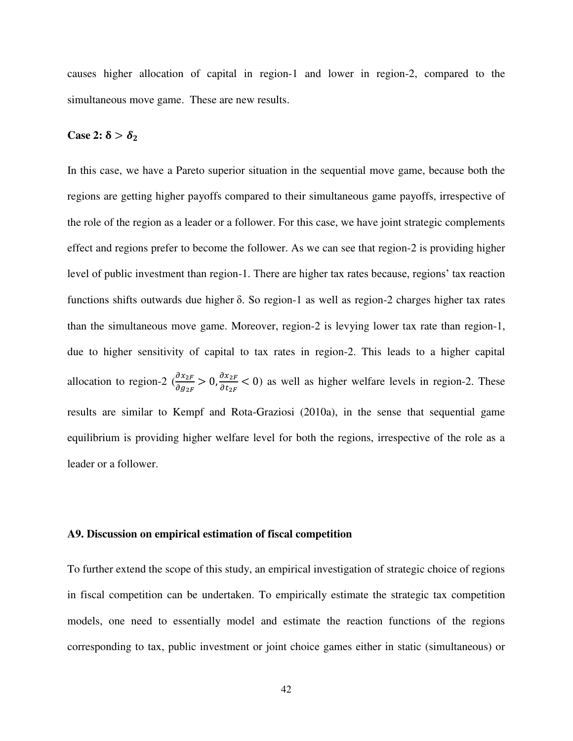causes higher allocation of capital in region-1 and lower in region-2, compared to the simultaneous move game. These are new results.

**Case 2: $\delta > \delta_2$**

In this case, we have a Pareto superior situation in the sequential move game, because both the regions are getting higher payoffs compared to their simultaneous game payoffs, irrespective of the role of the region as a leader or a follower. For this case, we have joint strategic complements effect and regions prefer to become the follower. As we can see that region-2 is providing higher level of public investment than region-1. There are higher tax rates because, regions' tax reaction functions shifts outwards due higher δ. So region-1 as well as region-2 charges higher tax rates than the simultaneous move game. Moreover, region-2 is levying lower tax rate than region-1, due to higher sensitivity of capital to tax rates in region-2. This leads to a higher capital allocation to region-2 ($\frac{\partial x_{2F}}{\partial g_{2F}} > 0, \frac{\partial x_{2F}}{\partial t_{2F}} < 0$) as well as higher welfare levels in region-2. These results are similar to Kempf and Rota-Graziosi (2010a), in the sense that sequential game equilibrium is providing higher welfare level for both the regions, irrespective of the role as a leader or a follower.

### A9. Discussion on empirical estimation of fiscal competition

To further extend the scope of this study, an empirical investigation of strategic choice of regions in fiscal competition can be undertaken. To empirically estimate the strategic tax competition models, one need to essentially model and estimate the reaction functions of the regions corresponding to tax, public investment or joint choice games either in static (simultaneous) or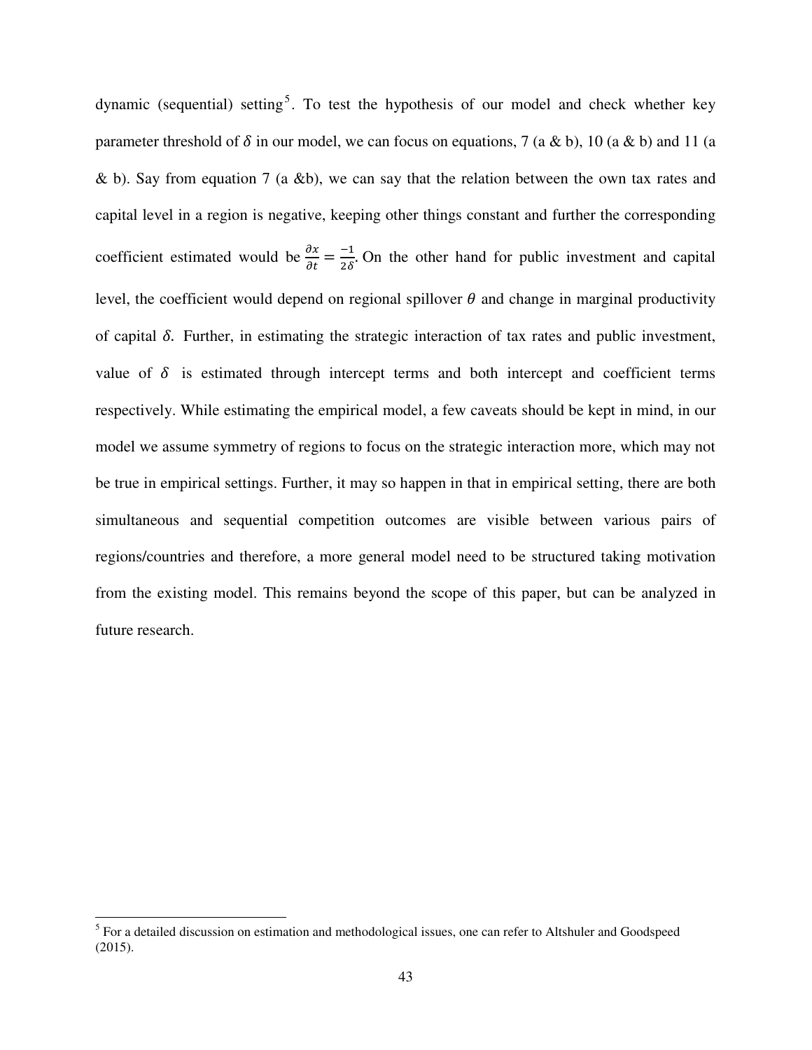dynamic (sequential) setting[5]. To test the hypothesis of our model and check whether key parameter threshold of $\delta$ in our model, we can focus on equations, 7 (a & b), 10 (a & b) and 11 (a & b). Say from equation 7 (a &b), we can say that the relation between the own tax rates and capital level in a region is negative, keeping other things constant and further the corresponding coefficient estimated would be $\frac{\partial x}{\partial t} = \frac{-1}{2\delta}$. On the other hand for public investment and capital level, the coefficient would depend on regional spillover $\theta$ and change in marginal productivity of capital $\delta$. Further, in estimating the strategic interaction of tax rates and public investment, value of $\delta$ is estimated through intercept terms and both intercept and coefficient terms respectively. While estimating the empirical model, a few caveats should be kept in mind, in our model we assume symmetry of regions to focus on the strategic interaction more, which may not be true in empirical settings. Further, it may so happen in that in empirical setting, there are both simultaneous and sequential competition outcomes are visible between various pairs of regions/countries and therefore, a more general model need to be structured taking motivation from the existing model. This remains beyond the scope of this paper, but can be analyzed in future research.

[5] For a detailed discussion on estimation and methodological issues, one can refer to Altshuler and Goodspeed (2015).